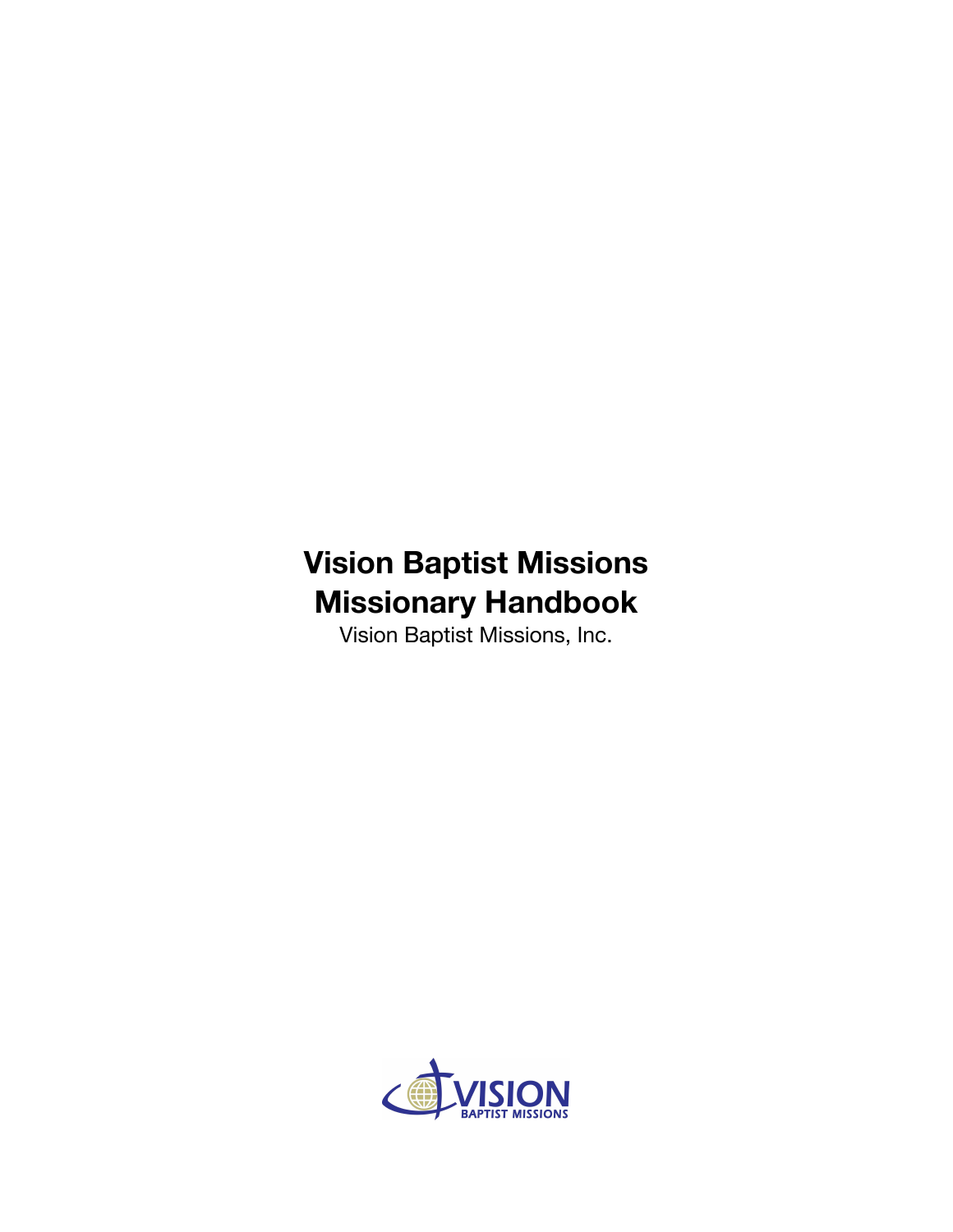# Vision Baptist Missions Missionary Handbook

Vision Baptist Missions, Inc.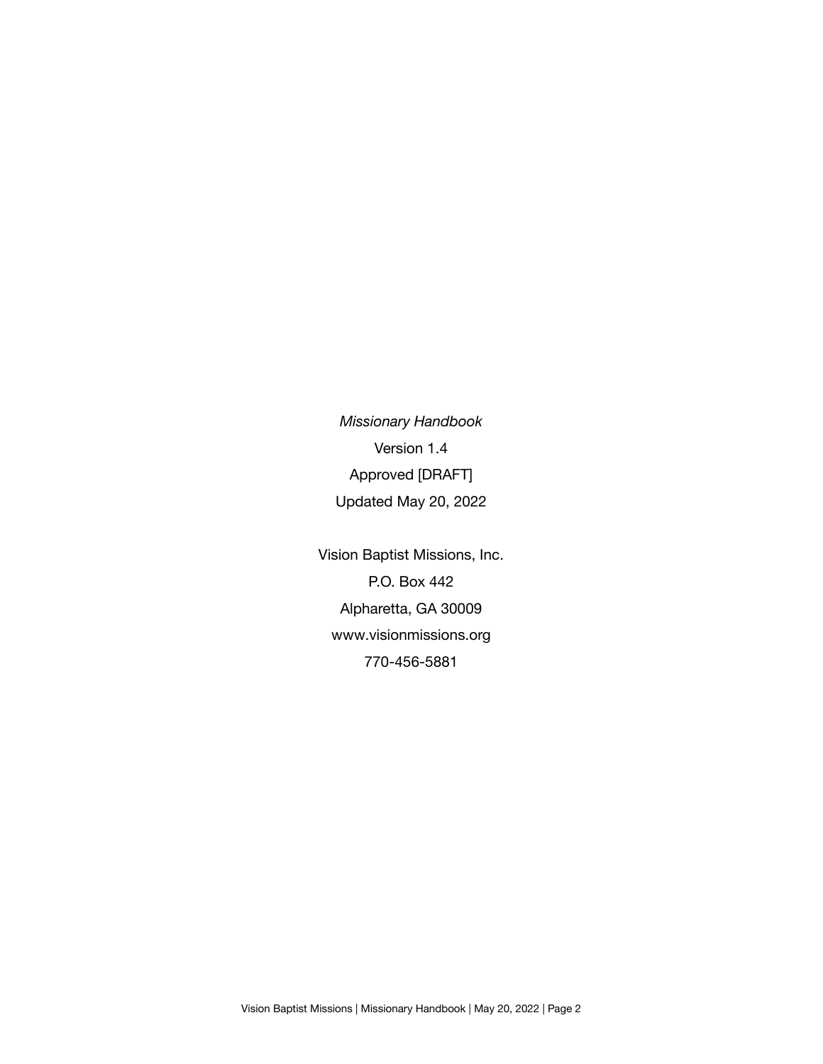*Missionary Handbook*

Version 1.4

Approved [DRAFT]

Updated May 20, 2022

Vision Baptist Missions, Inc.

P.O. Box 442

Alpharetta, GA 30009

www.visionmissions.org

770-456-5881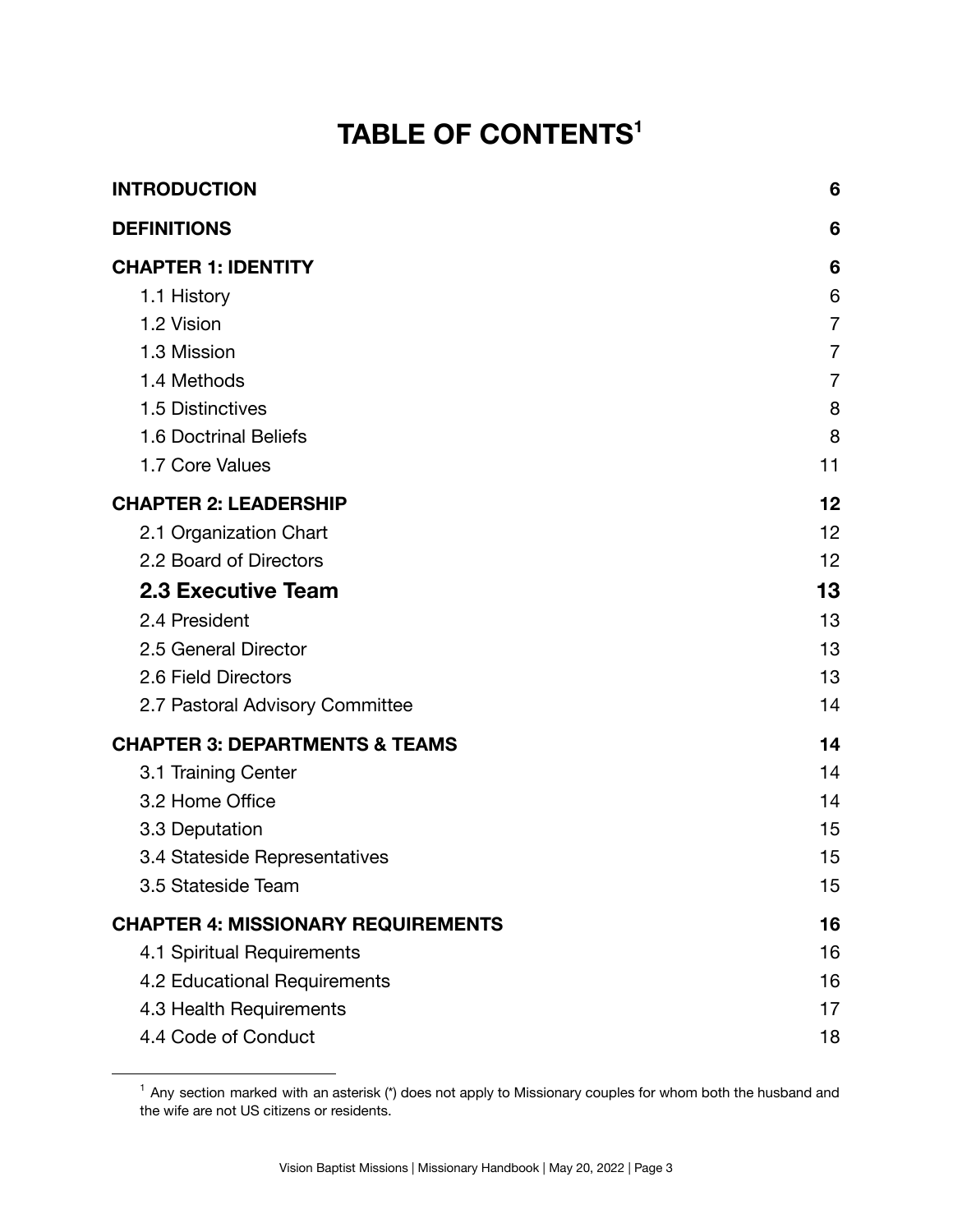# TABLE OF CONTENTS[1]

| | |
|---|---|
| **INTRODUCTION** | **6** |
| **DEFINITIONS** | **6** |
| **CHAPTER 1: IDENTITY** | **6** |
| 1.1 History | 6 |
| 1.2 Vision | 7 |
| 1.3 Mission | 7 |
| 1.4 Methods | 7 |
| 1.5 Distinctives | 8 |
| 1.6 Doctrinal Beliefs | 8 |
| 1.7 Core Values | 11 |
| **CHAPTER 2: LEADERSHIP** | **12** |
| 2.1 Organization Chart | 12 |
| 2.2 Board of Directors | 12 |
| **2.3 Executive Team** | **13** |
| 2.4 President | 13 |
| 2.5 General Director | 13 |
| 2.6 Field Directors | 13 |
| 2.7 Pastoral Advisory Committee | 14 |
| **CHAPTER 3: DEPARTMENTS & TEAMS** | **14** |
| 3.1 Training Center | 14 |
| 3.2 Home Office | 14 |
| 3.3 Deputation | 15 |
| 3.4 Stateside Representatives | 15 |
| 3.5 Stateside Team | 15 |
| **CHAPTER 4: MISSIONARY REQUIREMENTS** | **16** |
| 4.1 Spiritual Requirements | 16 |
| 4.2 Educational Requirements | 16 |
| 4.3 Health Requirements | 17 |
| 4.4 Code of Conduct | 18 |

---

[1] Any section marked with an asterisk (*) does not apply to Missionary couples for whom both the husband and the wife are not US citizens or residents.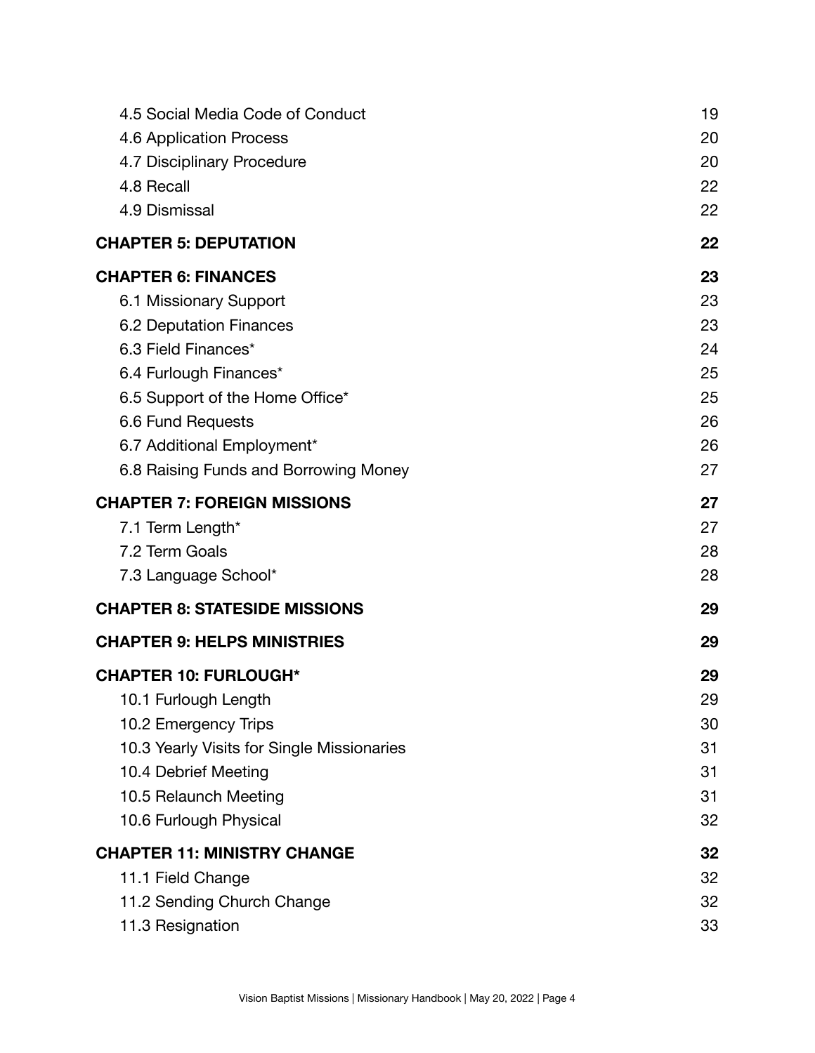4.5 Social Media Code of Conduct 19
4.6 Application Process 20
4.7 Disciplinary Procedure 20
4.8 Recall 22
4.9 Dismissal 22

**CHAPTER 5: DEPUTATION 22**

**CHAPTER 6: FINANCES 23**

6.1 Missionary Support 23
6.2 Deputation Finances 23
6.3 Field Finances* 24
6.4 Furlough Finances* 25
6.5 Support of the Home Office* 25
6.6 Fund Requests 26
6.7 Additional Employment* 26
6.8 Raising Funds and Borrowing Money 27

**CHAPTER 7: FOREIGN MISSIONS 27**

7.1 Term Length* 27
7.2 Term Goals 28
7.3 Language School* 28

**CHAPTER 8: STATESIDE MISSIONS 29**

**CHAPTER 9: HELPS MINISTRIES 29**

**CHAPTER 10: FURLOUGH* 29**

10.1 Furlough Length 29
10.2 Emergency Trips 30
10.3 Yearly Visits for Single Missionaries 31
10.4 Debrief Meeting 31
10.5 Relaunch Meeting 31
10.6 Furlough Physical 32

**CHAPTER 11: MINISTRY CHANGE 32**

11.1 Field Change 32
11.2 Sending Church Change 32
11.3 Resignation 33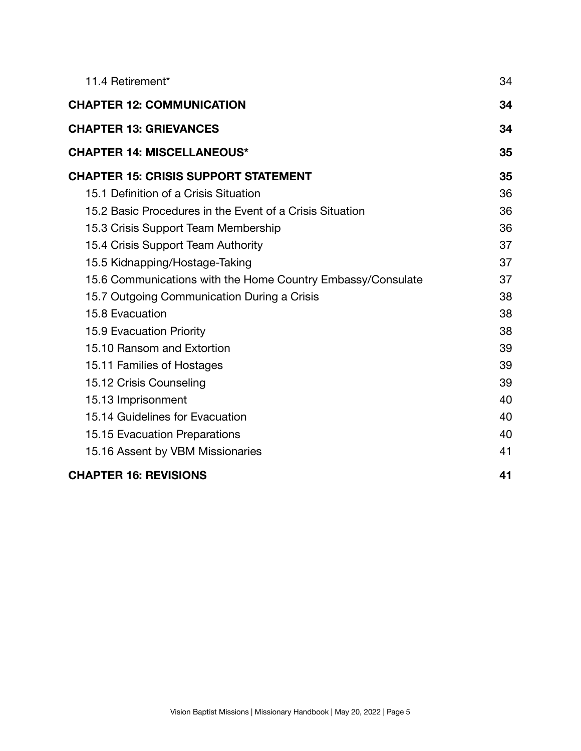| | |
|---|---|
| 11.4 Retirement* | 34 |
| **CHAPTER 12: COMMUNICATION** | **34** |
| **CHAPTER 13: GRIEVANCES** | **34** |
| **CHAPTER 14: MISCELLANEOUS*** | **35** |
| **CHAPTER 15: CRISIS SUPPORT STATEMENT** | **35** |
| 15.1 Definition of a Crisis Situation | 36 |
| 15.2 Basic Procedures in the Event of a Crisis Situation | 36 |
| 15.3 Crisis Support Team Membership | 36 |
| 15.4 Crisis Support Team Authority | 37 |
| 15.5 Kidnapping/Hostage-Taking | 37 |
| 15.6 Communications with the Home Country Embassy/Consulate | 37 |
| 15.7 Outgoing Communication During a Crisis | 38 |
| 15.8 Evacuation | 38 |
| 15.9 Evacuation Priority | 38 |
| 15.10 Ransom and Extortion | 39 |
| 15.11 Families of Hostages | 39 |
| 15.12 Crisis Counseling | 39 |
| 15.13 Imprisonment | 40 |
| 15.14 Guidelines for Evacuation | 40 |
| 15.15 Evacuation Preparations | 40 |
| 15.16 Assent by VBM Missionaries | 41 |
| **CHAPTER 16: REVISIONS** | **41** |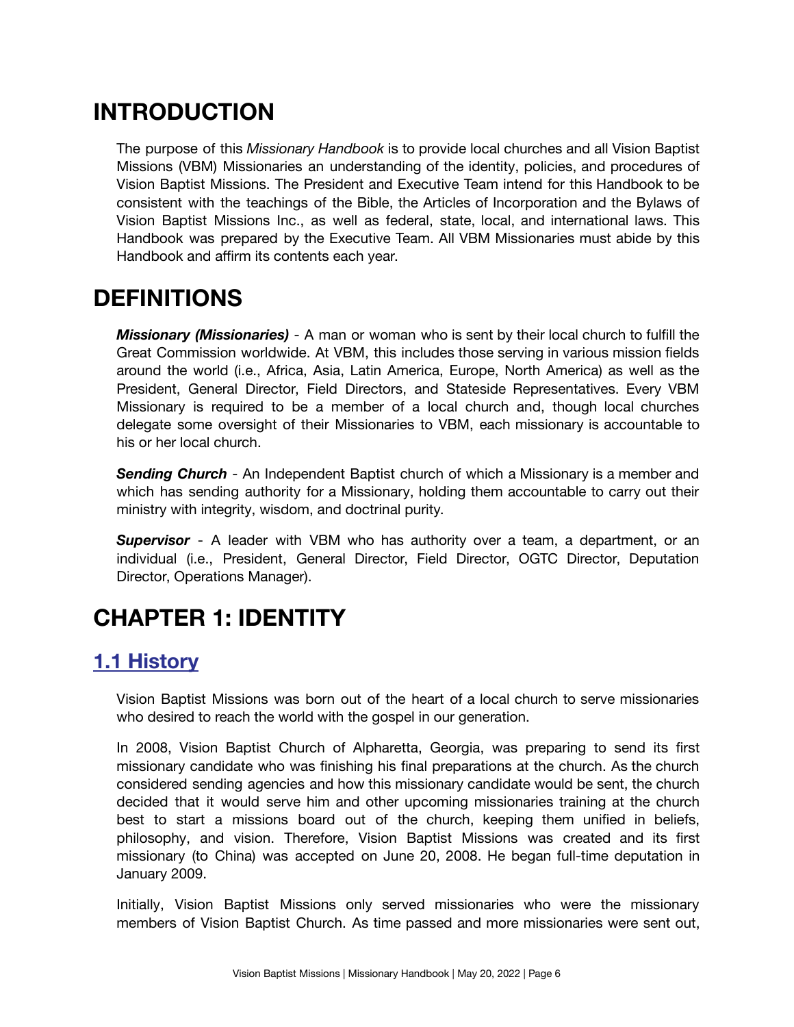# INTRODUCTION

The purpose of this *Missionary Handbook* is to provide local churches and all Vision Baptist Missions (VBM) Missionaries an understanding of the identity, policies, and procedures of Vision Baptist Missions. The President and Executive Team intend for this Handbook to be consistent with the teachings of the Bible, the Articles of Incorporation and the Bylaws of Vision Baptist Missions Inc., as well as federal, state, local, and international laws. This Handbook was prepared by the Executive Team. All VBM Missionaries must abide by this Handbook and affirm its contents each year.

# DEFINITIONS

***Missionary (Missionaries)*** - A man or woman who is sent by their local church to fulfill the Great Commission worldwide. At VBM, this includes those serving in various mission fields around the world (i.e., Africa, Asia, Latin America, Europe, North America) as well as the President, General Director, Field Directors, and Stateside Representatives. Every VBM Missionary is required to be a member of a local church and, though local churches delegate some oversight of their Missionaries to VBM, each missionary is accountable to his or her local church.

***Sending Church*** - An Independent Baptist church of which a Missionary is a member and which has sending authority for a Missionary, holding them accountable to carry out their ministry with integrity, wisdom, and doctrinal purity.

***Supervisor*** - A leader with VBM who has authority over a team, a department, or an individual (i.e., President, General Director, Field Director, OGTC Director, Deputation Director, Operations Manager).

# CHAPTER 1: IDENTITY

## 1.1 History

Vision Baptist Missions was born out of the heart of a local church to serve missionaries who desired to reach the world with the gospel in our generation.

In 2008, Vision Baptist Church of Alpharetta, Georgia, was preparing to send its first missionary candidate who was finishing his final preparations at the church. As the church considered sending agencies and how this missionary candidate would be sent, the church decided that it would serve him and other upcoming missionaries training at the church best to start a missions board out of the church, keeping them unified in beliefs, philosophy, and vision. Therefore, Vision Baptist Missions was created and its first missionary (to China) was accepted on June 20, 2008. He began full-time deputation in January 2009.

Initially, Vision Baptist Missions only served missionaries who were the missionary members of Vision Baptist Church. As time passed and more missionaries were sent out,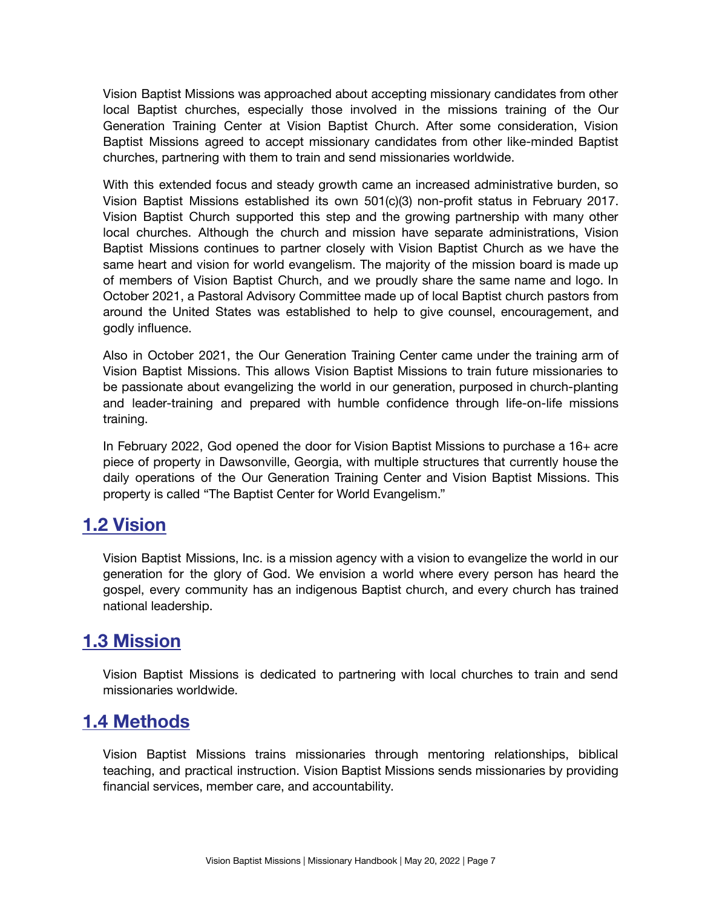Vision Baptist Missions was approached about accepting missionary candidates from other local Baptist churches, especially those involved in the missions training of the Our Generation Training Center at Vision Baptist Church. After some consideration, Vision Baptist Missions agreed to accept missionary candidates from other like-minded Baptist churches, partnering with them to train and send missionaries worldwide.

With this extended focus and steady growth came an increased administrative burden, so Vision Baptist Missions established its own 501(c)(3) non-profit status in February 2017. Vision Baptist Church supported this step and the growing partnership with many other local churches. Although the church and mission have separate administrations, Vision Baptist Missions continues to partner closely with Vision Baptist Church as we have the same heart and vision for world evangelism. The majority of the mission board is made up of members of Vision Baptist Church, and we proudly share the same name and logo. In October 2021, a Pastoral Advisory Committee made up of local Baptist church pastors from around the United States was established to help to give counsel, encouragement, and godly influence.

Also in October 2021, the Our Generation Training Center came under the training arm of Vision Baptist Missions. This allows Vision Baptist Missions to train future missionaries to be passionate about evangelizing the world in our generation, purposed in church-planting and leader-training and prepared with humble confidence through life-on-life missions training.

In February 2022, God opened the door for Vision Baptist Missions to purchase a 16+ acre piece of property in Dawsonville, Georgia, with multiple structures that currently house the daily operations of the Our Generation Training Center and Vision Baptist Missions. This property is called "The Baptist Center for World Evangelism."

## 1.2 Vision

Vision Baptist Missions, Inc. is a mission agency with a vision to evangelize the world in our generation for the glory of God. We envision a world where every person has heard the gospel, every community has an indigenous Baptist church, and every church has trained national leadership.

## 1.3 Mission

Vision Baptist Missions is dedicated to partnering with local churches to train and send missionaries worldwide.

## 1.4 Methods

Vision Baptist Missions trains missionaries through mentoring relationships, biblical teaching, and practical instruction. Vision Baptist Missions sends missionaries by providing financial services, member care, and accountability.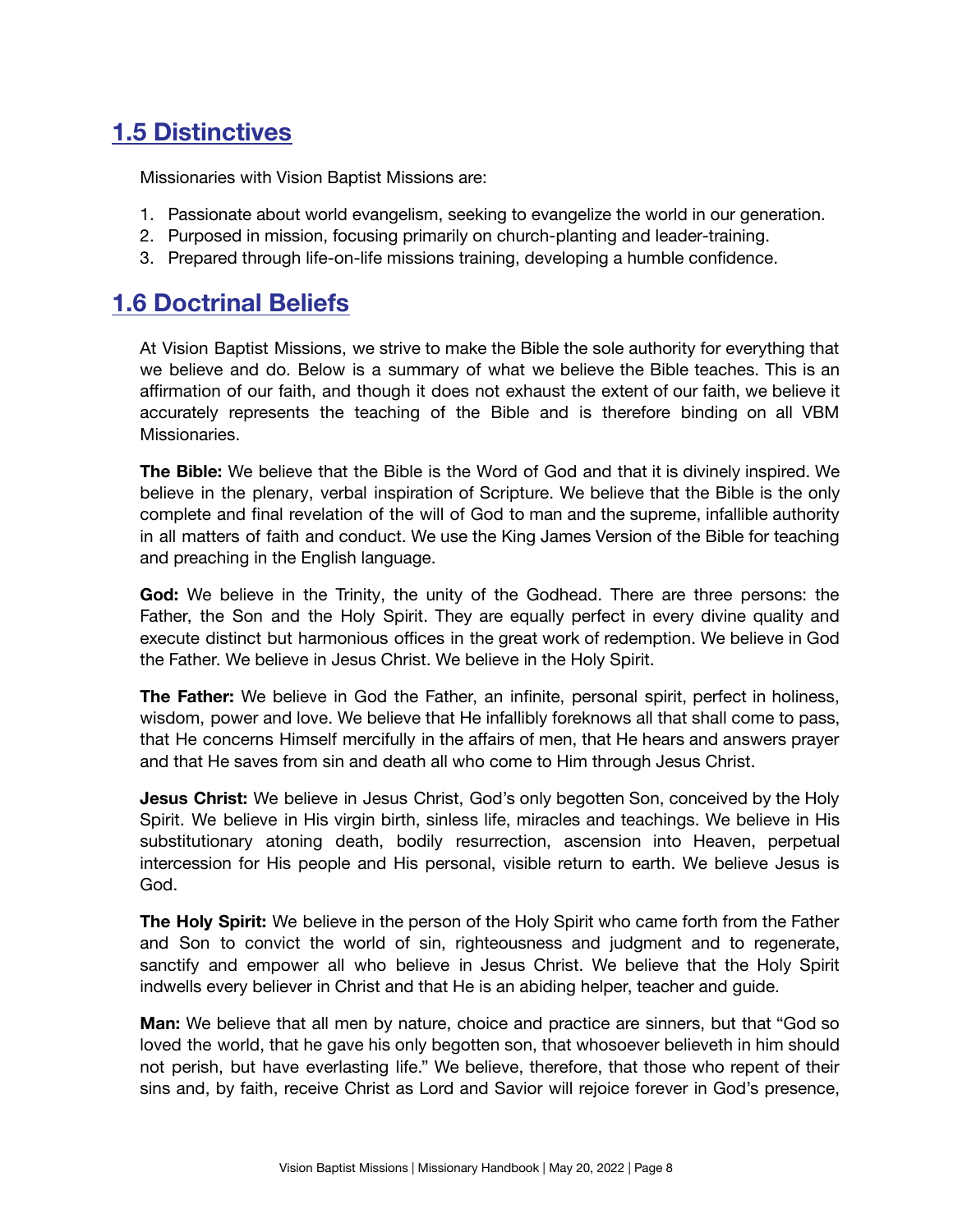## 1.5 Distinctives

Missionaries with Vision Baptist Missions are:

1. Passionate about world evangelism, seeking to evangelize the world in our generation.
2. Purposed in mission, focusing primarily on church-planting and leader-training.
3. Prepared through life-on-life missions training, developing a humble confidence.

## 1.6 Doctrinal Beliefs

At Vision Baptist Missions, we strive to make the Bible the sole authority for everything that we believe and do. Below is a summary of what we believe the Bible teaches. This is an affirmation of our faith, and though it does not exhaust the extent of our faith, we believe it accurately represents the teaching of the Bible and is therefore binding on all VBM Missionaries.

**The Bible:** We believe that the Bible is the Word of God and that it is divinely inspired. We believe in the plenary, verbal inspiration of Scripture. We believe that the Bible is the only complete and final revelation of the will of God to man and the supreme, infallible authority in all matters of faith and conduct. We use the King James Version of the Bible for teaching and preaching in the English language.

**God:** We believe in the Trinity, the unity of the Godhead. There are three persons: the Father, the Son and the Holy Spirit. They are equally perfect in every divine quality and execute distinct but harmonious offices in the great work of redemption. We believe in God the Father. We believe in Jesus Christ. We believe in the Holy Spirit.

**The Father:** We believe in God the Father, an infinite, personal spirit, perfect in holiness, wisdom, power and love. We believe that He infallibly foreknows all that shall come to pass, that He concerns Himself mercifully in the affairs of men, that He hears and answers prayer and that He saves from sin and death all who come to Him through Jesus Christ.

**Jesus Christ:** We believe in Jesus Christ, God's only begotten Son, conceived by the Holy Spirit. We believe in His virgin birth, sinless life, miracles and teachings. We believe in His substitutionary atoning death, bodily resurrection, ascension into Heaven, perpetual intercession for His people and His personal, visible return to earth. We believe Jesus is God.

**The Holy Spirit:** We believe in the person of the Holy Spirit who came forth from the Father and Son to convict the world of sin, righteousness and judgment and to regenerate, sanctify and empower all who believe in Jesus Christ. We believe that the Holy Spirit indwells every believer in Christ and that He is an abiding helper, teacher and guide.

**Man:** We believe that all men by nature, choice and practice are sinners, but that "God so loved the world, that he gave his only begotten son, that whosoever believeth in him should not perish, but have everlasting life." We believe, therefore, that those who repent of their sins and, by faith, receive Christ as Lord and Savior will rejoice forever in God's presence,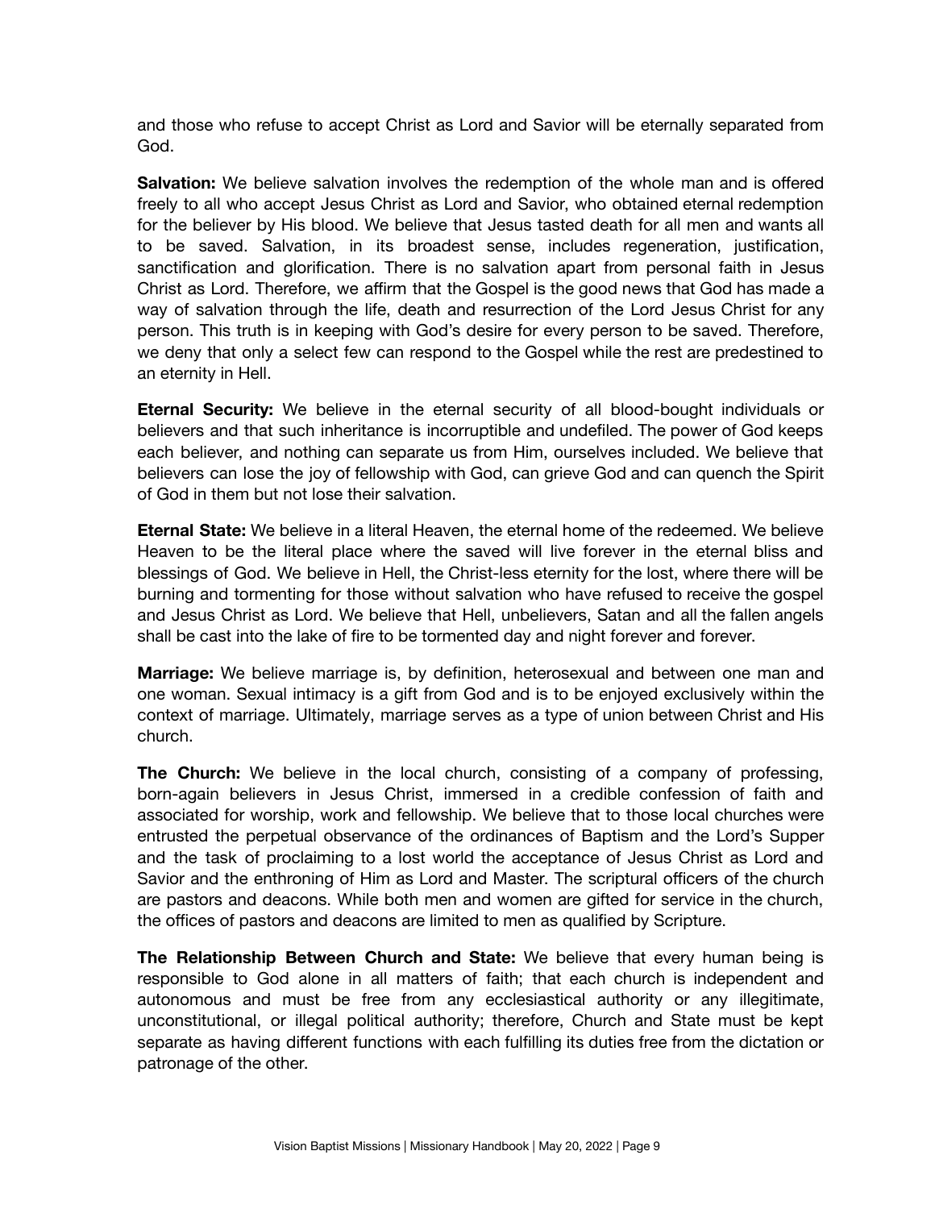and those who refuse to accept Christ as Lord and Savior will be eternally separated from God.

**Salvation:** We believe salvation involves the redemption of the whole man and is offered freely to all who accept Jesus Christ as Lord and Savior, who obtained eternal redemption for the believer by His blood. We believe that Jesus tasted death for all men and wants all to be saved. Salvation, in its broadest sense, includes regeneration, justification, sanctification and glorification. There is no salvation apart from personal faith in Jesus Christ as Lord. Therefore, we affirm that the Gospel is the good news that God has made a way of salvation through the life, death and resurrection of the Lord Jesus Christ for any person. This truth is in keeping with God's desire for every person to be saved. Therefore, we deny that only a select few can respond to the Gospel while the rest are predestined to an eternity in Hell.

**Eternal Security:** We believe in the eternal security of all blood-bought individuals or believers and that such inheritance is incorruptible and undefiled. The power of God keeps each believer, and nothing can separate us from Him, ourselves included. We believe that believers can lose the joy of fellowship with God, can grieve God and can quench the Spirit of God in them but not lose their salvation.

**Eternal State:** We believe in a literal Heaven, the eternal home of the redeemed. We believe Heaven to be the literal place where the saved will live forever in the eternal bliss and blessings of God. We believe in Hell, the Christ-less eternity for the lost, where there will be burning and tormenting for those without salvation who have refused to receive the gospel and Jesus Christ as Lord. We believe that Hell, unbelievers, Satan and all the fallen angels shall be cast into the lake of fire to be tormented day and night forever and forever.

**Marriage:** We believe marriage is, by definition, heterosexual and between one man and one woman. Sexual intimacy is a gift from God and is to be enjoyed exclusively within the context of marriage. Ultimately, marriage serves as a type of union between Christ and His church.

**The Church:** We believe in the local church, consisting of a company of professing, born-again believers in Jesus Christ, immersed in a credible confession of faith and associated for worship, work and fellowship. We believe that to those local churches were entrusted the perpetual observance of the ordinances of Baptism and the Lord's Supper and the task of proclaiming to a lost world the acceptance of Jesus Christ as Lord and Savior and the enthroning of Him as Lord and Master. The scriptural officers of the church are pastors and deacons. While both men and women are gifted for service in the church, the offices of pastors and deacons are limited to men as qualified by Scripture.

**The Relationship Between Church and State:** We believe that every human being is responsible to God alone in all matters of faith; that each church is independent and autonomous and must be free from any ecclesiastical authority or any illegitimate, unconstitutional, or illegal political authority; therefore, Church and State must be kept separate as having different functions with each fulfilling its duties free from the dictation or patronage of the other.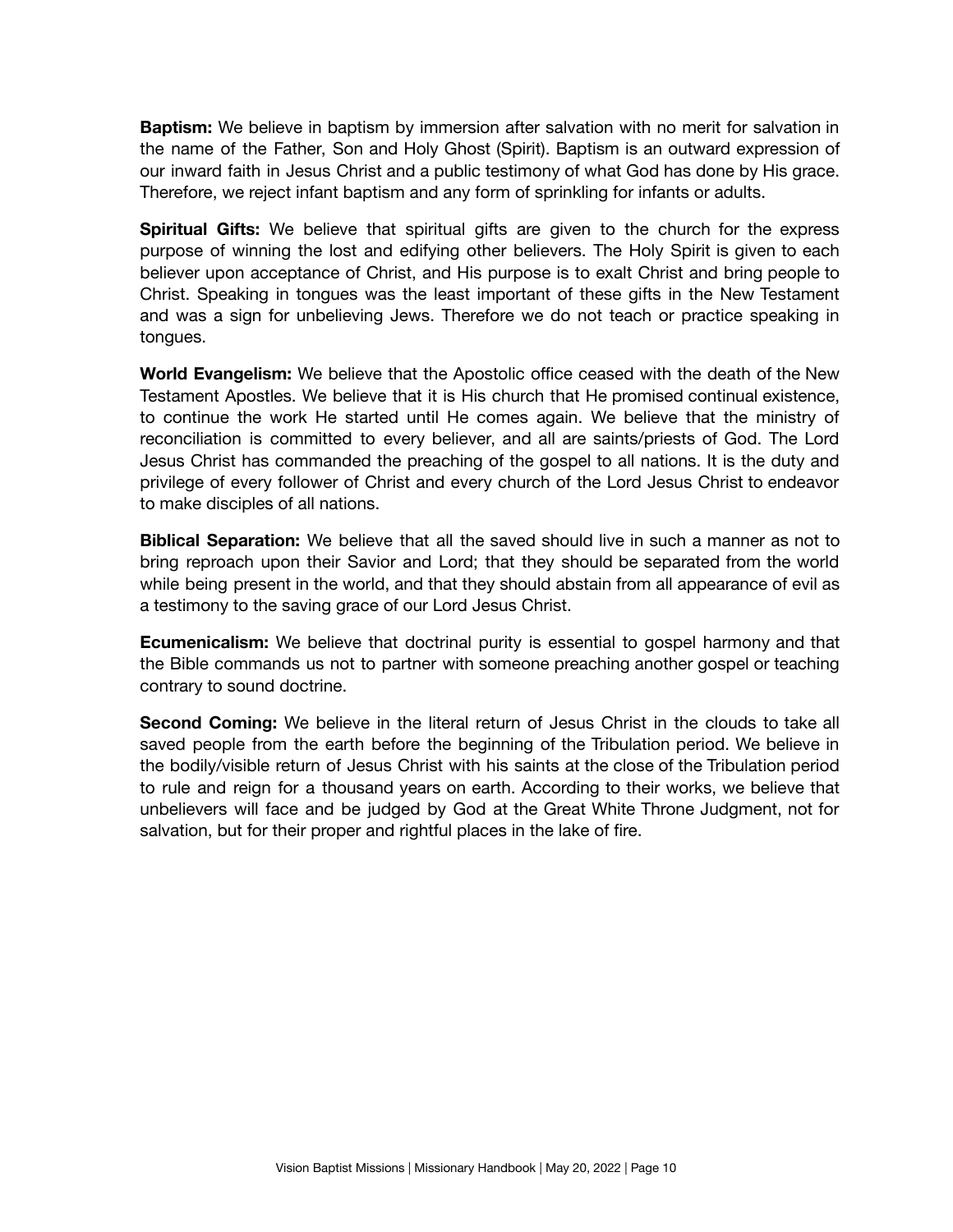**Baptism:** We believe in baptism by immersion after salvation with no merit for salvation in the name of the Father, Son and Holy Ghost (Spirit). Baptism is an outward expression of our inward faith in Jesus Christ and a public testimony of what God has done by His grace. Therefore, we reject infant baptism and any form of sprinkling for infants or adults.

**Spiritual Gifts:** We believe that spiritual gifts are given to the church for the express purpose of winning the lost and edifying other believers. The Holy Spirit is given to each believer upon acceptance of Christ, and His purpose is to exalt Christ and bring people to Christ. Speaking in tongues was the least important of these gifts in the New Testament and was a sign for unbelieving Jews. Therefore we do not teach or practice speaking in tongues.

**World Evangelism:** We believe that the Apostolic office ceased with the death of the New Testament Apostles. We believe that it is His church that He promised continual existence, to continue the work He started until He comes again. We believe that the ministry of reconciliation is committed to every believer, and all are saints/priests of God. The Lord Jesus Christ has commanded the preaching of the gospel to all nations. It is the duty and privilege of every follower of Christ and every church of the Lord Jesus Christ to endeavor to make disciples of all nations.

**Biblical Separation:** We believe that all the saved should live in such a manner as not to bring reproach upon their Savior and Lord; that they should be separated from the world while being present in the world, and that they should abstain from all appearance of evil as a testimony to the saving grace of our Lord Jesus Christ.

**Ecumenicalism:** We believe that doctrinal purity is essential to gospel harmony and that the Bible commands us not to partner with someone preaching another gospel or teaching contrary to sound doctrine.

**Second Coming:** We believe in the literal return of Jesus Christ in the clouds to take all saved people from the earth before the beginning of the Tribulation period. We believe in the bodily/visible return of Jesus Christ with his saints at the close of the Tribulation period to rule and reign for a thousand years on earth. According to their works, we believe that unbelievers will face and be judged by God at the Great White Throne Judgment, not for salvation, but for their proper and rightful places in the lake of fire.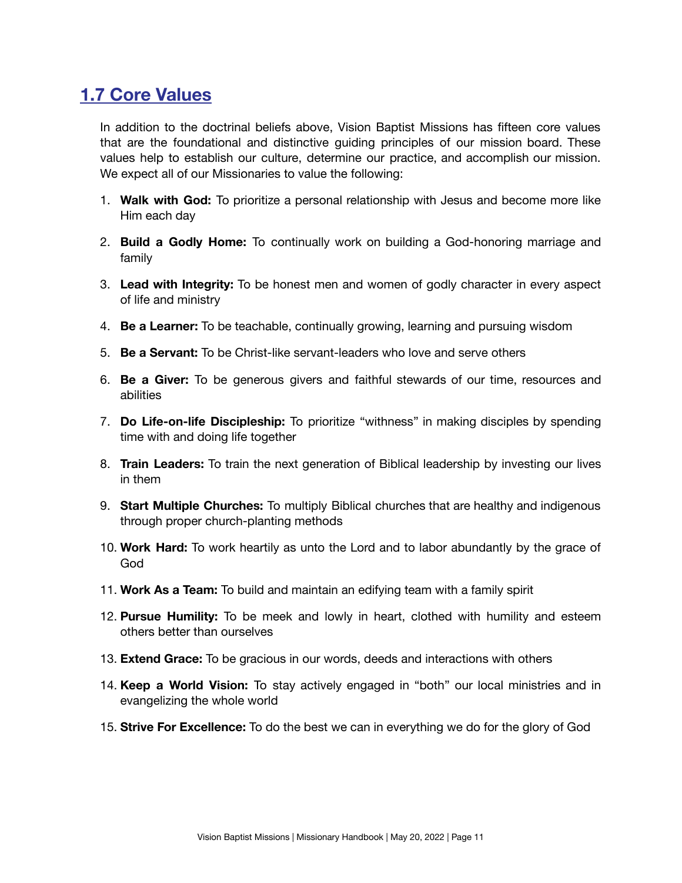## 1.7 Core Values

In addition to the doctrinal beliefs above, Vision Baptist Missions has fifteen core values that are the foundational and distinctive guiding principles of our mission board. These values help to establish our culture, determine our practice, and accomplish our mission. We expect all of our Missionaries to value the following:

1. **Walk with God:** To prioritize a personal relationship with Jesus and become more like Him each day
2. **Build a Godly Home:** To continually work on building a God-honoring marriage and family
3. **Lead with Integrity:** To be honest men and women of godly character in every aspect of life and ministry
4. **Be a Learner:** To be teachable, continually growing, learning and pursuing wisdom
5. **Be a Servant:** To be Christ-like servant-leaders who love and serve others
6. **Be a Giver:** To be generous givers and faithful stewards of our time, resources and abilities
7. **Do Life-on-life Discipleship:** To prioritize "withness" in making disciples by spending time with and doing life together
8. **Train Leaders:** To train the next generation of Biblical leadership by investing our lives in them
9. **Start Multiple Churches:** To multiply Biblical churches that are healthy and indigenous through proper church-planting methods
10. **Work Hard:** To work heartily as unto the Lord and to labor abundantly by the grace of God
11. **Work As a Team:** To build and maintain an edifying team with a family spirit
12. **Pursue Humility:** To be meek and lowly in heart, clothed with humility and esteem others better than ourselves
13. **Extend Grace:** To be gracious in our words, deeds and interactions with others
14. **Keep a World Vision:** To stay actively engaged in "both" our local ministries and in evangelizing the whole world
15. **Strive For Excellence:** To do the best we can in everything we do for the glory of God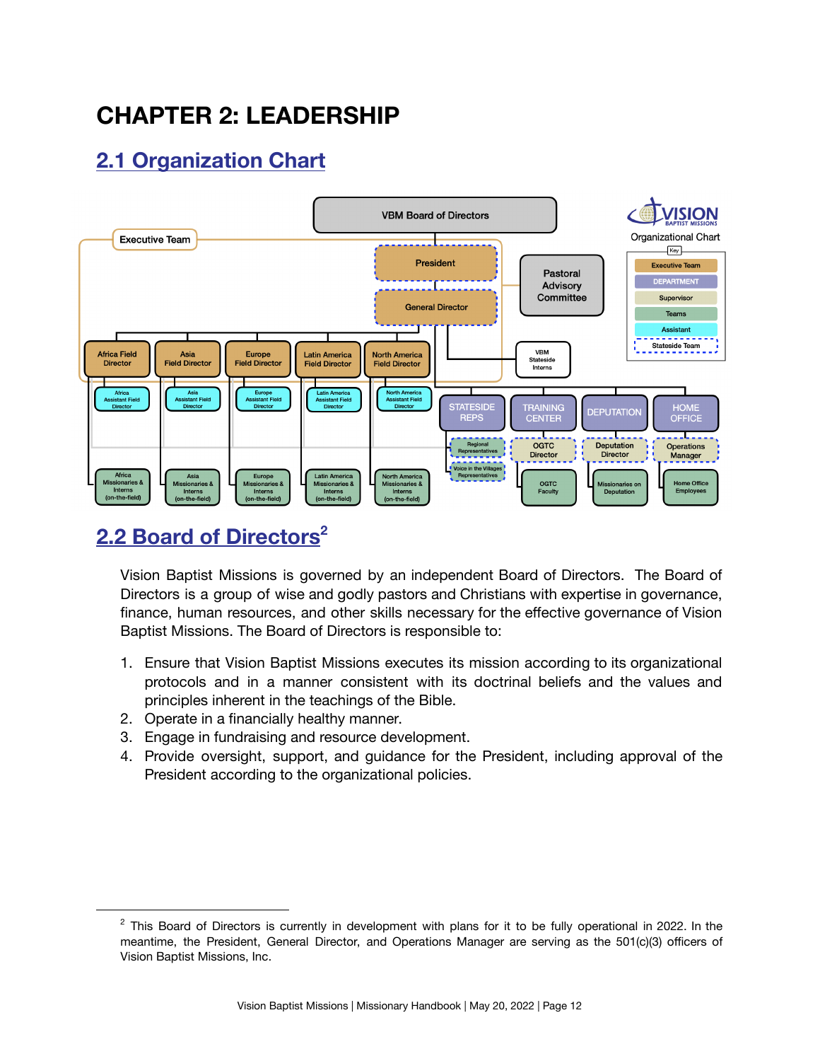# CHAPTER 2: LEADERSHIP

## 2.1 Organization Chart

## 2.2 Board of Directors[2]

Vision Baptist Missions is governed by an independent Board of Directors. The Board of Directors is a group of wise and godly pastors and Christians with expertise in governance, finance, human resources, and other skills necessary for the effective governance of Vision Baptist Missions. The Board of Directors is responsible to:

1. Ensure that Vision Baptist Missions executes its mission according to its organizational protocols and in a manner consistent with its doctrinal beliefs and the values and principles inherent in the teachings of the Bible.
2. Operate in a financially healthy manner.
3. Engage in fundraising and resource development.
4. Provide oversight, support, and guidance for the President, including approval of the President according to the organizational policies.

---

[2] This Board of Directors is currently in development with plans for it to be fully operational in 2022. In the meantime, the President, General Director, and Operations Manager are serving as the 501(c)(3) officers of Vision Baptist Missions, Inc.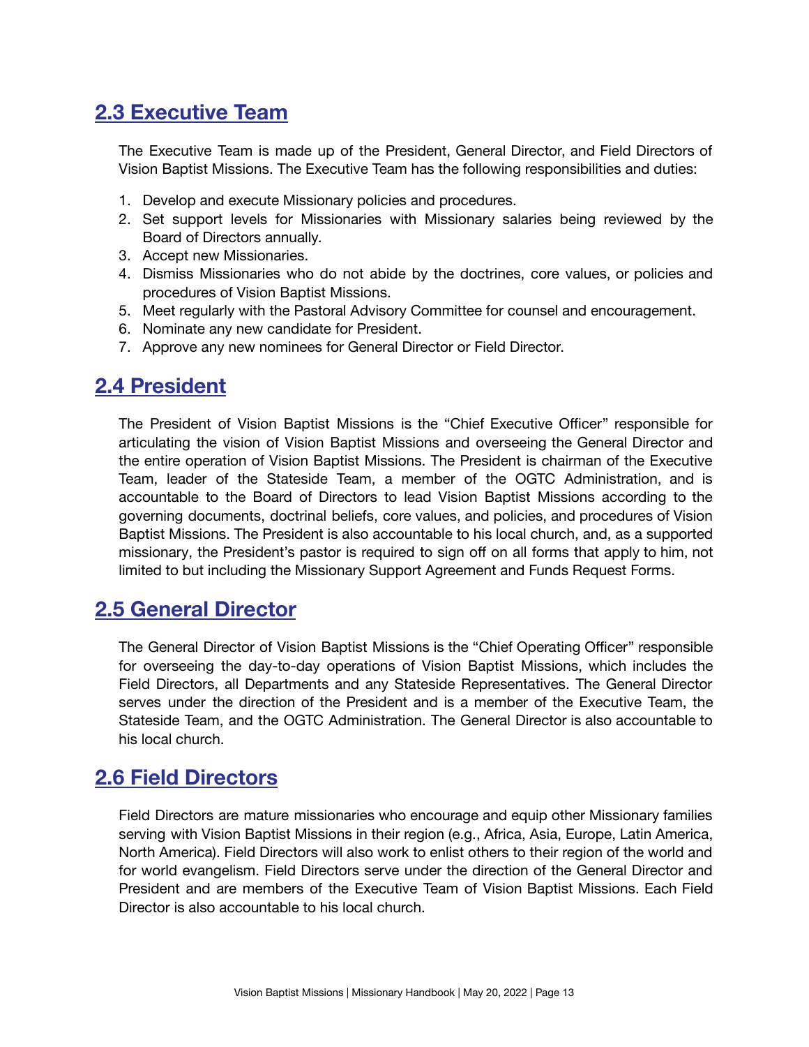## 2.3 Executive Team

The Executive Team is made up of the President, General Director, and Field Directors of Vision Baptist Missions. The Executive Team has the following responsibilities and duties:

1. Develop and execute Missionary policies and procedures.
2. Set support levels for Missionaries with Missionary salaries being reviewed by the Board of Directors annually.
3. Accept new Missionaries.
4. Dismiss Missionaries who do not abide by the doctrines, core values, or policies and procedures of Vision Baptist Missions.
5. Meet regularly with the Pastoral Advisory Committee for counsel and encouragement.
6. Nominate any new candidate for President.
7. Approve any new nominees for General Director or Field Director.

## 2.4 President

The President of Vision Baptist Missions is the "Chief Executive Officer" responsible for articulating the vision of Vision Baptist Missions and overseeing the General Director and the entire operation of Vision Baptist Missions. The President is chairman of the Executive Team, leader of the Stateside Team, a member of the OGTC Administration, and is accountable to the Board of Directors to lead Vision Baptist Missions according to the governing documents, doctrinal beliefs, core values, and policies, and procedures of Vision Baptist Missions. The President is also accountable to his local church, and, as a supported missionary, the President's pastor is required to sign off on all forms that apply to him, not limited to but including the Missionary Support Agreement and Funds Request Forms.

## 2.5 General Director

The General Director of Vision Baptist Missions is the "Chief Operating Officer" responsible for overseeing the day-to-day operations of Vision Baptist Missions, which includes the Field Directors, all Departments and any Stateside Representatives. The General Director serves under the direction of the President and is a member of the Executive Team, the Stateside Team, and the OGTC Administration. The General Director is also accountable to his local church.

## 2.6 Field Directors

Field Directors are mature missionaries who encourage and equip other Missionary families serving with Vision Baptist Missions in their region (e.g., Africa, Asia, Europe, Latin America, North America). Field Directors will also work to enlist others to their region of the world and for world evangelism. Field Directors serve under the direction of the General Director and President and are members of the Executive Team of Vision Baptist Missions. Each Field Director is also accountable to his local church.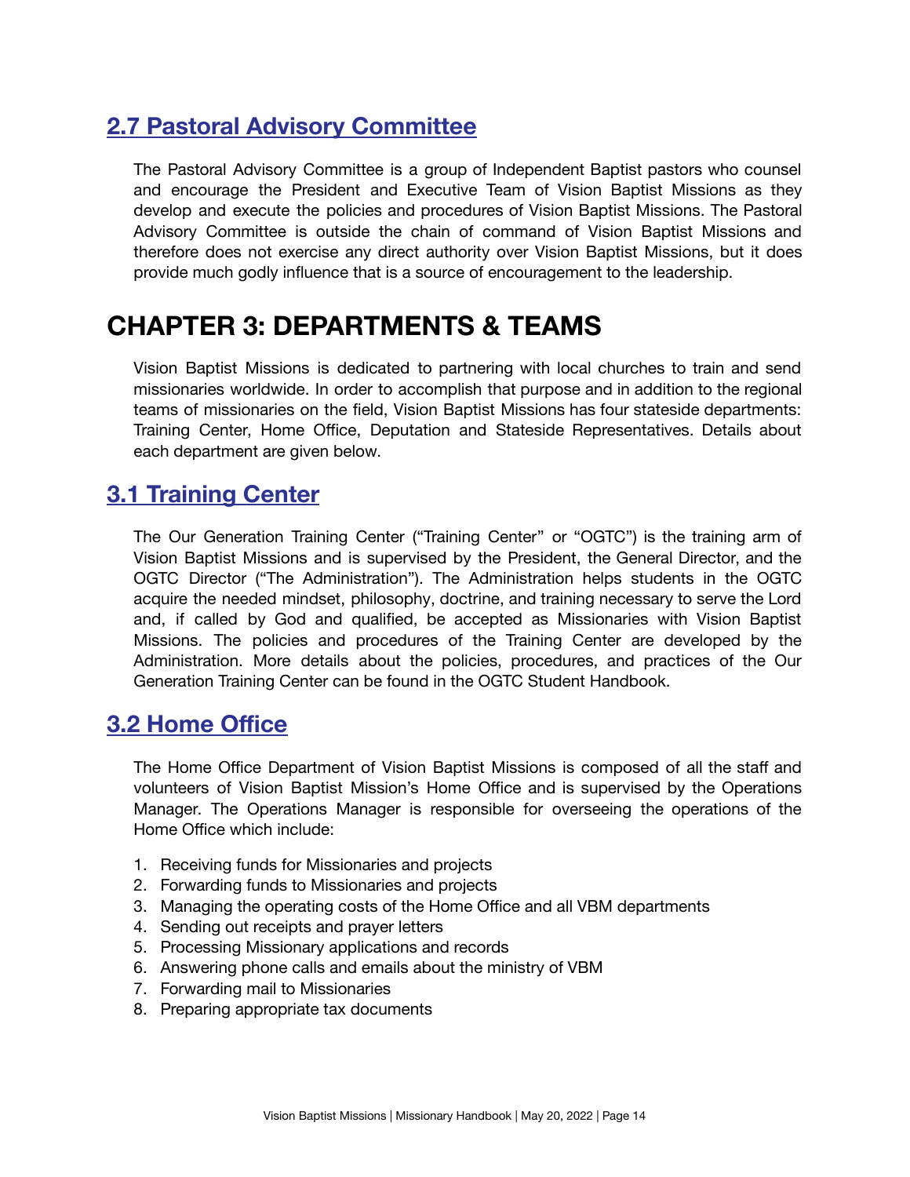## 2.7 Pastoral Advisory Committee

The Pastoral Advisory Committee is a group of Independent Baptist pastors who counsel and encourage the President and Executive Team of Vision Baptist Missions as they develop and execute the policies and procedures of Vision Baptist Missions. The Pastoral Advisory Committee is outside the chain of command of Vision Baptist Missions and therefore does not exercise any direct authority over Vision Baptist Missions, but it does provide much godly influence that is a source of encouragement to the leadership.

# CHAPTER 3: DEPARTMENTS & TEAMS

Vision Baptist Missions is dedicated to partnering with local churches to train and send missionaries worldwide. In order to accomplish that purpose and in addition to the regional teams of missionaries on the field, Vision Baptist Missions has four stateside departments: Training Center, Home Office, Deputation and Stateside Representatives. Details about each department are given below.

## 3.1 Training Center

The Our Generation Training Center ("Training Center" or "OGTC") is the training arm of Vision Baptist Missions and is supervised by the President, the General Director, and the OGTC Director ("The Administration"). The Administration helps students in the OGTC acquire the needed mindset, philosophy, doctrine, and training necessary to serve the Lord and, if called by God and qualified, be accepted as Missionaries with Vision Baptist Missions. The policies and procedures of the Training Center are developed by the Administration. More details about the policies, procedures, and practices of the Our Generation Training Center can be found in the OGTC Student Handbook.

## 3.2 Home Office

The Home Office Department of Vision Baptist Missions is composed of all the staff and volunteers of Vision Baptist Mission's Home Office and is supervised by the Operations Manager. The Operations Manager is responsible for overseeing the operations of the Home Office which include:

1. Receiving funds for Missionaries and projects
2. Forwarding funds to Missionaries and projects
3. Managing the operating costs of the Home Office and all VBM departments
4. Sending out receipts and prayer letters
5. Processing Missionary applications and records
6. Answering phone calls and emails about the ministry of VBM
7. Forwarding mail to Missionaries
8. Preparing appropriate tax documents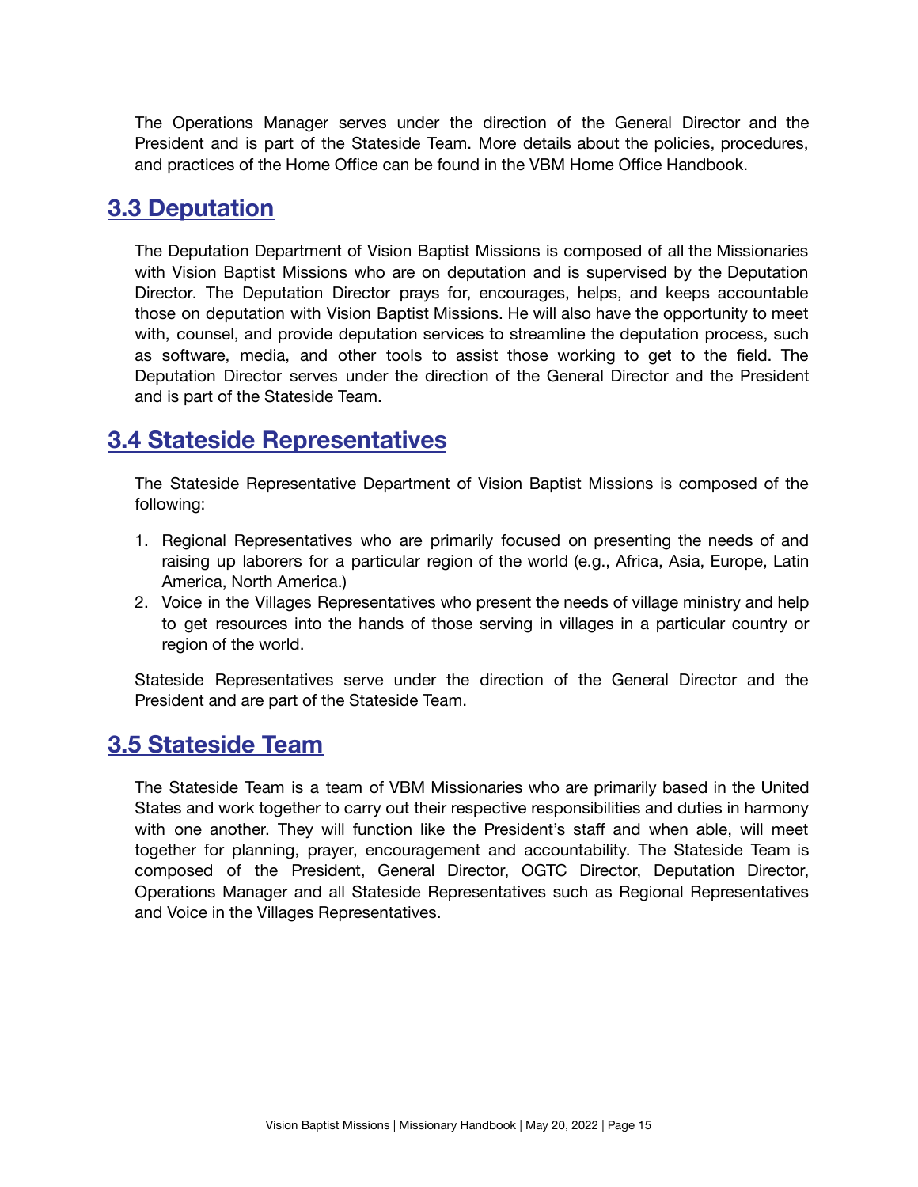The Operations Manager serves under the direction of the General Director and the President and is part of the Stateside Team. More details about the policies, procedures, and practices of the Home Office can be found in the VBM Home Office Handbook.

## 3.3 Deputation

The Deputation Department of Vision Baptist Missions is composed of all the Missionaries with Vision Baptist Missions who are on deputation and is supervised by the Deputation Director. The Deputation Director prays for, encourages, helps, and keeps accountable those on deputation with Vision Baptist Missions. He will also have the opportunity to meet with, counsel, and provide deputation services to streamline the deputation process, such as software, media, and other tools to assist those working to get to the field. The Deputation Director serves under the direction of the General Director and the President and is part of the Stateside Team.

## 3.4 Stateside Representatives

The Stateside Representative Department of Vision Baptist Missions is composed of the following:

1. Regional Representatives who are primarily focused on presenting the needs of and raising up laborers for a particular region of the world (e.g., Africa, Asia, Europe, Latin America, North America.)
2. Voice in the Villages Representatives who present the needs of village ministry and help to get resources into the hands of those serving in villages in a particular country or region of the world.

Stateside Representatives serve under the direction of the General Director and the President and are part of the Stateside Team.

## 3.5 Stateside Team

The Stateside Team is a team of VBM Missionaries who are primarily based in the United States and work together to carry out their respective responsibilities and duties in harmony with one another. They will function like the President's staff and when able, will meet together for planning, prayer, encouragement and accountability. The Stateside Team is composed of the President, General Director, OGTC Director, Deputation Director, Operations Manager and all Stateside Representatives such as Regional Representatives and Voice in the Villages Representatives.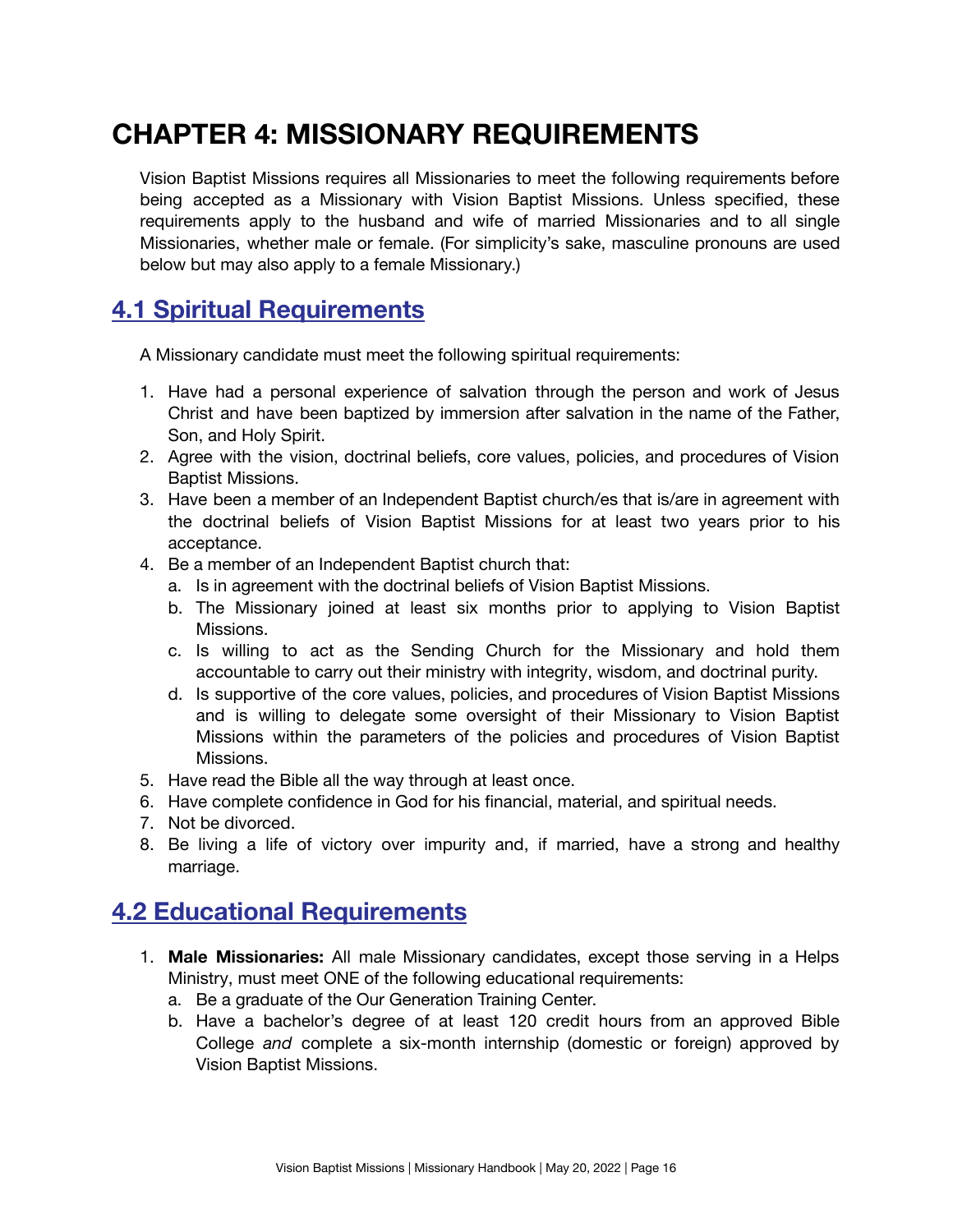# CHAPTER 4: MISSIONARY REQUIREMENTS

Vision Baptist Missions requires all Missionaries to meet the following requirements before being accepted as a Missionary with Vision Baptist Missions. Unless specified, these requirements apply to the husband and wife of married Missionaries and to all single Missionaries, whether male or female. (For simplicity's sake, masculine pronouns are used below but may also apply to a female Missionary.)

## 4.1 Spiritual Requirements

A Missionary candidate must meet the following spiritual requirements:

1. Have had a personal experience of salvation through the person and work of Jesus Christ and have been baptized by immersion after salvation in the name of the Father, Son, and Holy Spirit.
2. Agree with the vision, doctrinal beliefs, core values, policies, and procedures of Vision Baptist Missions.
3. Have been a member of an Independent Baptist church/es that is/are in agreement with the doctrinal beliefs of Vision Baptist Missions for at least two years prior to his acceptance.
4. Be a member of an Independent Baptist church that:
   a. Is in agreement with the doctrinal beliefs of Vision Baptist Missions.
   b. The Missionary joined at least six months prior to applying to Vision Baptist Missions.
   c. Is willing to act as the Sending Church for the Missionary and hold them accountable to carry out their ministry with integrity, wisdom, and doctrinal purity.
   d. Is supportive of the core values, policies, and procedures of Vision Baptist Missions and is willing to delegate some oversight of their Missionary to Vision Baptist Missions within the parameters of the policies and procedures of Vision Baptist Missions.
5. Have read the Bible all the way through at least once.
6. Have complete confidence in God for his financial, material, and spiritual needs.
7. Not be divorced.
8. Be living a life of victory over impurity and, if married, have a strong and healthy marriage.

## 4.2 Educational Requirements

1. **Male Missionaries:** All male Missionary candidates, except those serving in a Helps Ministry, must meet ONE of the following educational requirements:
   a. Be a graduate of the Our Generation Training Center.
   b. Have a bachelor's degree of at least 120 credit hours from an approved Bible College *and* complete a six-month internship (domestic or foreign) approved by Vision Baptist Missions.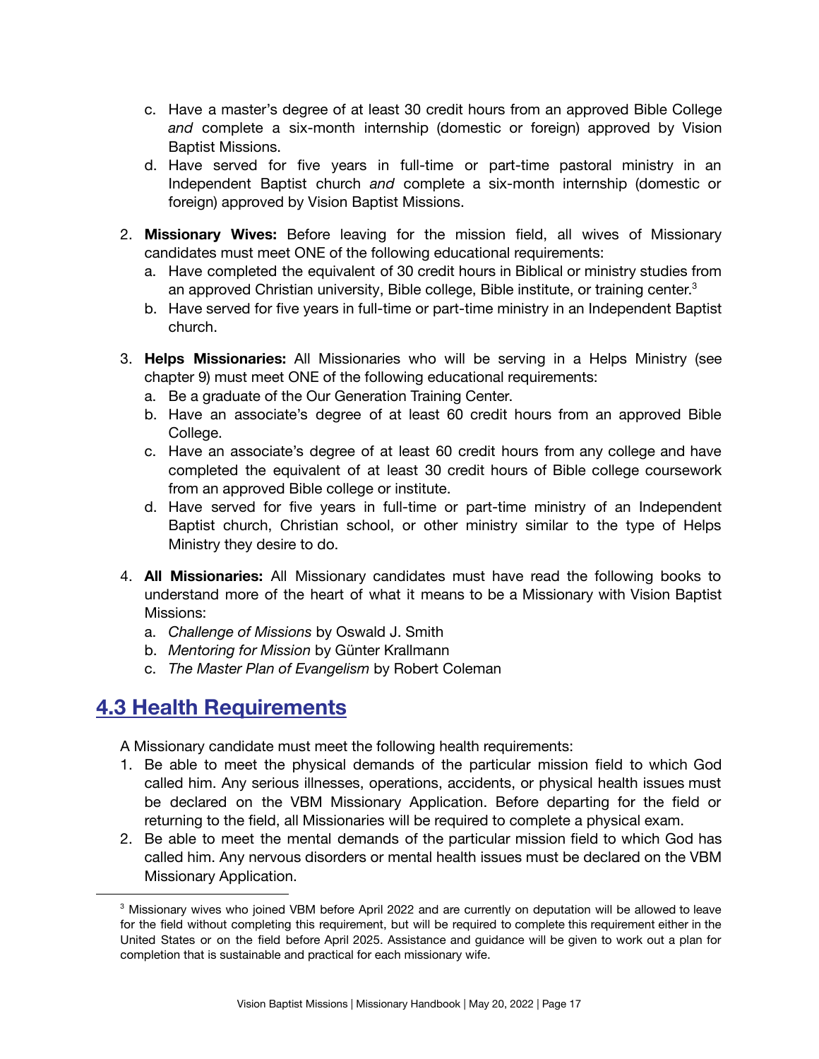c. Have a master's degree of at least 30 credit hours from an approved Bible College *and* complete a six-month internship (domestic or foreign) approved by Vision Baptist Missions.
d. Have served for five years in full-time or part-time pastoral ministry in an Independent Baptist church *and* complete a six-month internship (domestic or foreign) approved by Vision Baptist Missions.

2. **Missionary Wives:** Before leaving for the mission field, all wives of Missionary candidates must meet ONE of the following educational requirements:
   a. Have completed the equivalent of 30 credit hours in Biblical or ministry studies from an approved Christian university, Bible college, Bible institute, or training center.[3]
   b. Have served for five years in full-time or part-time ministry in an Independent Baptist church.

3. **Helps Missionaries:** All Missionaries who will be serving in a Helps Ministry (see chapter 9) must meet ONE of the following educational requirements:
   a. Be a graduate of the Our Generation Training Center.
   b. Have an associate's degree of at least 60 credit hours from an approved Bible College.
   c. Have an associate's degree of at least 60 credit hours from any college and have completed the equivalent of at least 30 credit hours of Bible college coursework from an approved Bible college or institute.
   d. Have served for five years in full-time or part-time ministry of an Independent Baptist church, Christian school, or other ministry similar to the type of Helps Ministry they desire to do.

4. **All Missionaries:** All Missionary candidates must have read the following books to understand more of the heart of what it means to be a Missionary with Vision Baptist Missions:
   a. *Challenge of Missions* by Oswald J. Smith
   b. *Mentoring for Mission* by Günter Krallmann
   c. *The Master Plan of Evangelism* by Robert Coleman

## 4.3 Health Requirements

A Missionary candidate must meet the following health requirements:

1. Be able to meet the physical demands of the particular mission field to which God called him. Any serious illnesses, operations, accidents, or physical health issues must be declared on the VBM Missionary Application. Before departing for the field or returning to the field, all Missionaries will be required to complete a physical exam.
2. Be able to meet the mental demands of the particular mission field to which God has called him. Any nervous disorders or mental health issues must be declared on the VBM Missionary Application.

---

[3] Missionary wives who joined VBM before April 2022 and are currently on deputation will be allowed to leave for the field without completing this requirement, but will be required to complete this requirement either in the United States or on the field before April 2025. Assistance and guidance will be given to work out a plan for completion that is sustainable and practical for each missionary wife.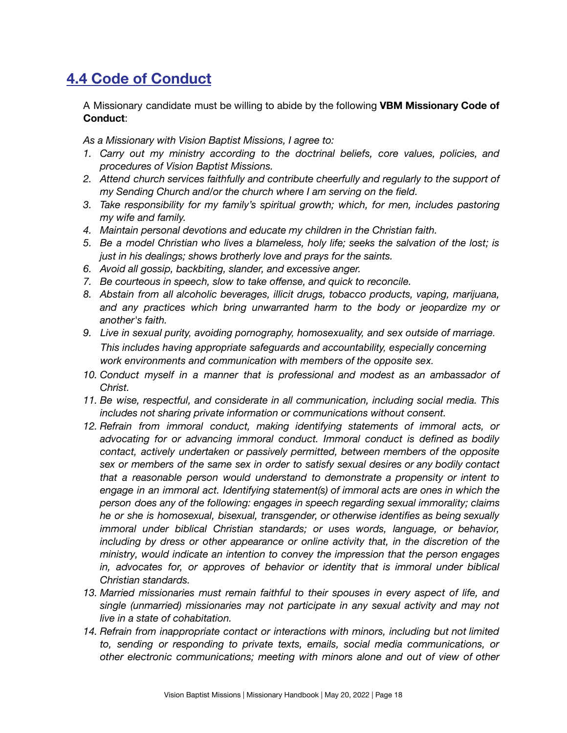## 4.4 Code of Conduct

A Missionary candidate must be willing to abide by the following **VBM Missionary Code of Conduct**:

*As a Missionary with Vision Baptist Missions, I agree to:*

1. *Carry out my ministry according to the doctrinal beliefs, core values, policies, and procedures of Vision Baptist Missions.*
2. *Attend church services faithfully and contribute cheerfully and regularly to the support of my Sending Church and/or the church where I am serving on the field.*
3. *Take responsibility for my family's spiritual growth; which, for men, includes pastoring my wife and family.*
4. *Maintain personal devotions and educate my children in the Christian faith.*
5. *Be a model Christian who lives a blameless, holy life; seeks the salvation of the lost; is just in his dealings; shows brotherly love and prays for the saints.*
6. *Avoid all gossip, backbiting, slander, and excessive anger.*
7. *Be courteous in speech, slow to take offense, and quick to reconcile.*
8. *Abstain from all alcoholic beverages, illicit drugs, tobacco products, vaping, marijuana, and any practices which bring unwarranted harm to the body or jeopardize my or another's faith.*
9. *Live in sexual purity, avoiding pornography, homosexuality, and sex outside of marriage. This includes having appropriate safeguards and accountability, especially concerning work environments and communication with members of the opposite sex.*
10. *Conduct myself in a manner that is professional and modest as an ambassador of Christ.*
11. *Be wise, respectful, and considerate in all communication, including social media. This includes not sharing private information or communications without consent.*
12. *Refrain from immoral conduct, making identifying statements of immoral acts, or advocating for or advancing immoral conduct. Immoral conduct is defined as bodily contact, actively undertaken or passively permitted, between members of the opposite sex or members of the same sex in order to satisfy sexual desires or any bodily contact that a reasonable person would understand to demonstrate a propensity or intent to engage in an immoral act. Identifying statement(s) of immoral acts are ones in which the person does any of the following: engages in speech regarding sexual immorality; claims he or she is homosexual, bisexual, transgender, or otherwise identifies as being sexually immoral under biblical Christian standards; or uses words, language, or behavior, including by dress or other appearance or online activity that, in the discretion of the ministry, would indicate an intention to convey the impression that the person engages in, advocates for, or approves of behavior or identity that is immoral under biblical Christian standards.*
13. *Married missionaries must remain faithful to their spouses in every aspect of life, and single (unmarried) missionaries may not participate in any sexual activity and may not live in a state of cohabitation.*
14. *Refrain from inappropriate contact or interactions with minors, including but not limited to, sending or responding to private texts, emails, social media communications, or other electronic communications; meeting with minors alone and out of view of other*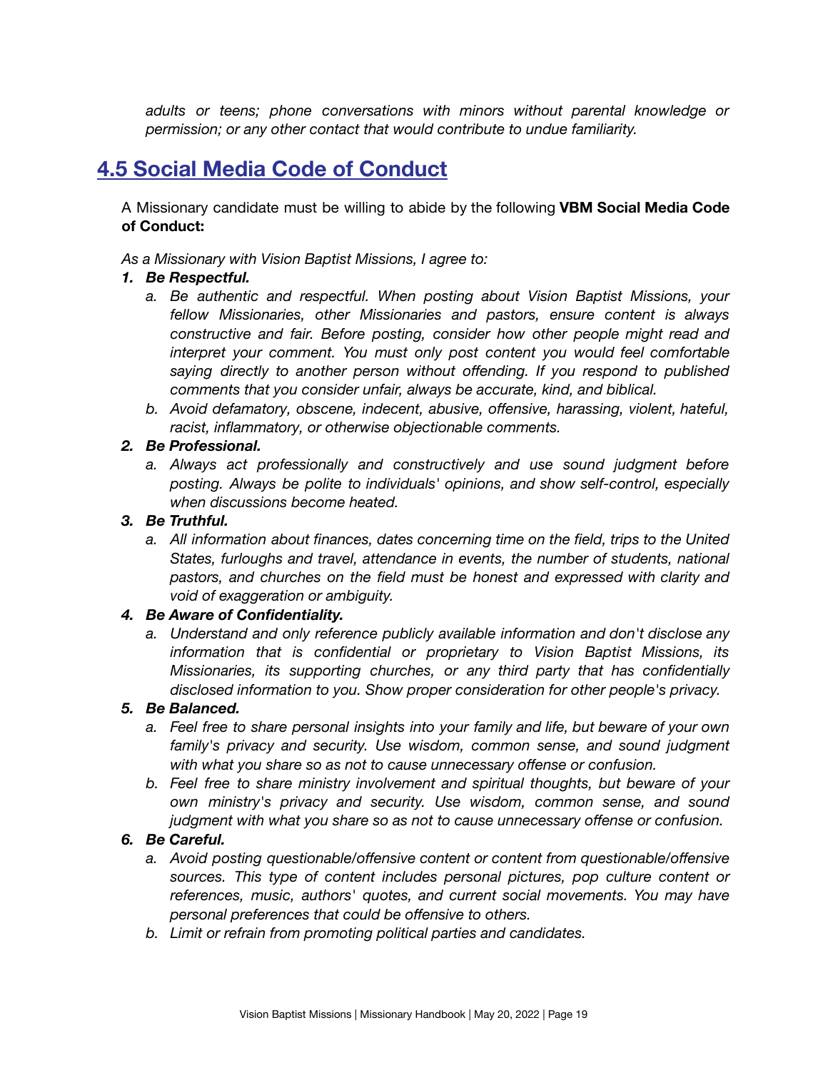*adults or teens; phone conversations with minors without parental knowledge or permission; or any other contact that would contribute to undue familiarity.*

## 4.5 Social Media Code of Conduct

A Missionary candidate must be willing to abide by the following **VBM Social Media Code of Conduct:**

*As a Missionary with Vision Baptist Missions, I agree to:*

1. ***Be Respectful.***
   a. *Be authentic and respectful. When posting about Vision Baptist Missions, your fellow Missionaries, other Missionaries and pastors, ensure content is always constructive and fair. Before posting, consider how other people might read and interpret your comment. You must only post content you would feel comfortable saying directly to another person without offending. If you respond to published comments that you consider unfair, always be accurate, kind, and biblical.*
   b. *Avoid defamatory, obscene, indecent, abusive, offensive, harassing, violent, hateful, racist, inflammatory, or otherwise objectionable comments.*
2. ***Be Professional.***
   a. *Always act professionally and constructively and use sound judgment before posting. Always be polite to individuals' opinions, and show self-control, especially when discussions become heated.*
3. ***Be Truthful.***
   a. *All information about finances, dates concerning time on the field, trips to the United States, furloughs and travel, attendance in events, the number of students, national pastors, and churches on the field must be honest and expressed with clarity and void of exaggeration or ambiguity.*
4. ***Be Aware of Confidentiality.***
   a. *Understand and only reference publicly available information and don't disclose any information that is confidential or proprietary to Vision Baptist Missions, its Missionaries, its supporting churches, or any third party that has confidentially disclosed information to you. Show proper consideration for other people's privacy.*
5. ***Be Balanced.***
   a. *Feel free to share personal insights into your family and life, but beware of your own family's privacy and security. Use wisdom, common sense, and sound judgment with what you share so as not to cause unnecessary offense or confusion.*
   b. *Feel free to share ministry involvement and spiritual thoughts, but beware of your own ministry's privacy and security. Use wisdom, common sense, and sound judgment with what you share so as not to cause unnecessary offense or confusion.*
6. ***Be Careful.***
   a. *Avoid posting questionable/offensive content or content from questionable/offensive sources. This type of content includes personal pictures, pop culture content or references, music, authors' quotes, and current social movements. You may have personal preferences that could be offensive to others.*
   b. *Limit or refrain from promoting political parties and candidates.*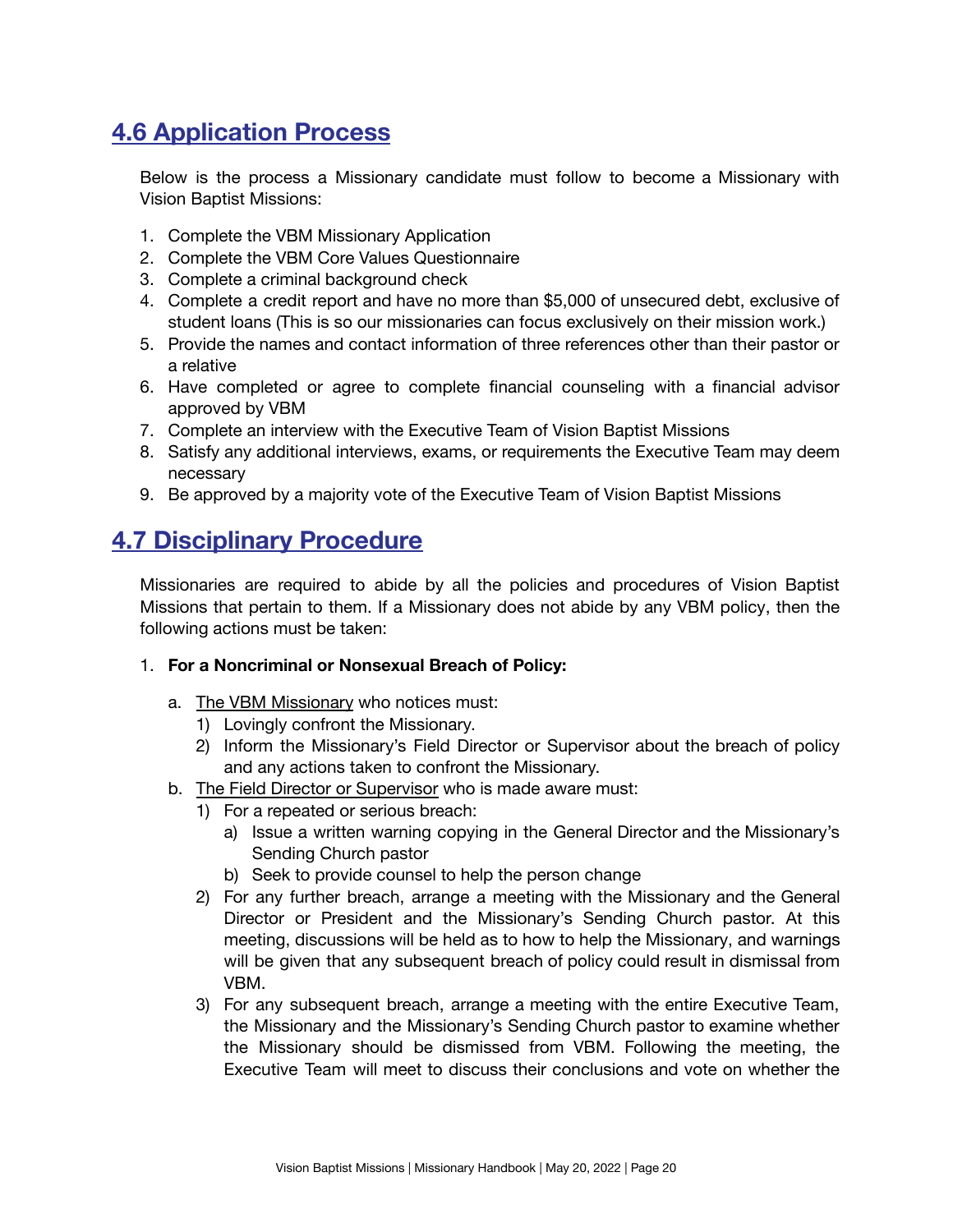## 4.6 Application Process

Below is the process a Missionary candidate must follow to become a Missionary with Vision Baptist Missions:

1. Complete the VBM Missionary Application
2. Complete the VBM Core Values Questionnaire
3. Complete a criminal background check
4. Complete a credit report and have no more than $5,000 of unsecured debt, exclusive of student loans (This is so our missionaries can focus exclusively on their mission work.)
5. Provide the names and contact information of three references other than their pastor or a relative
6. Have completed or agree to complete financial counseling with a financial advisor approved by VBM
7. Complete an interview with the Executive Team of Vision Baptist Missions
8. Satisfy any additional interviews, exams, or requirements the Executive Team may deem necessary
9. Be approved by a majority vote of the Executive Team of Vision Baptist Missions

## 4.7 Disciplinary Procedure

Missionaries are required to abide by all the policies and procedures of Vision Baptist Missions that pertain to them. If a Missionary does not abide by any VBM policy, then the following actions must be taken:

1. **For a Noncriminal or Nonsexual Breach of Policy:**
   a. <u>The VBM Missionary</u> who notices must:
      1) Lovingly confront the Missionary.
      2) Inform the Missionary's Field Director or Supervisor about the breach of policy and any actions taken to confront the Missionary.
   
   b. <u>The Field Director or Supervisor</u> who is made aware must:
      1) For a repeated or serious breach:
         a) Issue a written warning copying in the General Director and the Missionary's Sending Church pastor
         b) Seek to provide counsel to help the person change
      2) For any further breach, arrange a meeting with the Missionary and the General Director or President and the Missionary's Sending Church pastor. At this meeting, discussions will be held as to how to help the Missionary, and warnings will be given that any subsequent breach of policy could result in dismissal from VBM.
      3) For any subsequent breach, arrange a meeting with the entire Executive Team, the Missionary and the Missionary's Sending Church pastor to examine whether the Missionary should be dismissed from VBM. Following the meeting, the Executive Team will meet to discuss their conclusions and vote on whether the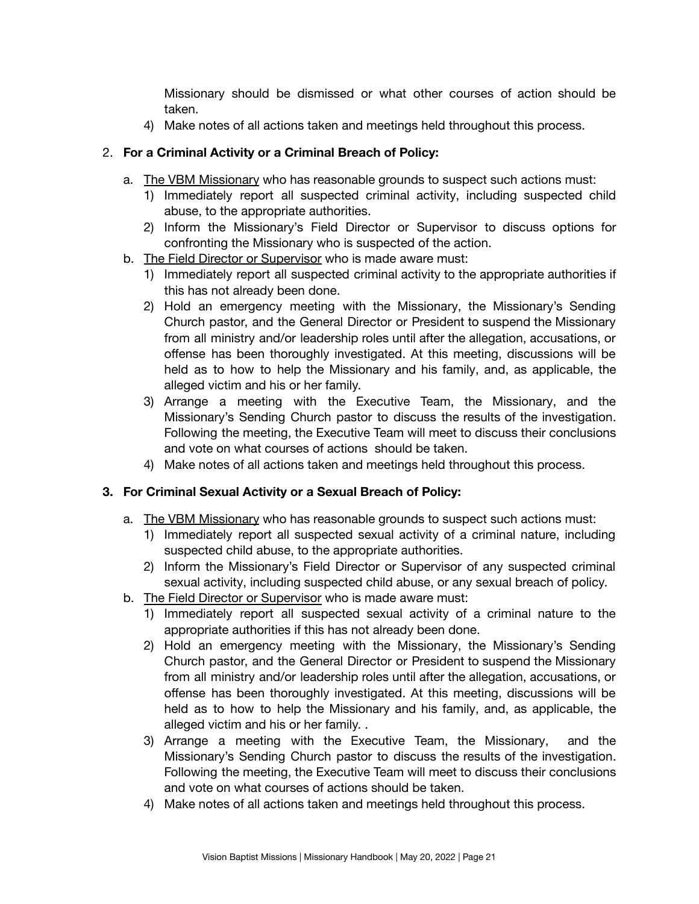Missionary should be dismissed or what other courses of action should be taken.

4) Make notes of all actions taken and meetings held throughout this process.

2. **For a Criminal Activity or a Criminal Breach of Policy:**

   a. The VBM Missionary who has reasonable grounds to suspect such actions must:
      1) Immediately report all suspected criminal activity, including suspected child abuse, to the appropriate authorities.
      2) Inform the Missionary's Field Director or Supervisor to discuss options for confronting the Missionary who is suspected of the action.

   b. The Field Director or Supervisor who is made aware must:
      1) Immediately report all suspected criminal activity to the appropriate authorities if this has not already been done.
      2) Hold an emergency meeting with the Missionary, the Missionary's Sending Church pastor, and the General Director or President to suspend the Missionary from all ministry and/or leadership roles until after the allegation, accusations, or offense has been thoroughly investigated. At this meeting, discussions will be held as to how to help the Missionary and his family, and, as applicable, the alleged victim and his or her family.
      3) Arrange a meeting with the Executive Team, the Missionary, and the Missionary's Sending Church pastor to discuss the results of the investigation. Following the meeting, the Executive Team will meet to discuss their conclusions and vote on what courses of actions should be taken.
      4) Make notes of all actions taken and meetings held throughout this process.

3. **For Criminal Sexual Activity or a Sexual Breach of Policy:**

   a. The VBM Missionary who has reasonable grounds to suspect such actions must:
      1) Immediately report all suspected sexual activity of a criminal nature, including suspected child abuse, to the appropriate authorities.
      2) Inform the Missionary's Field Director or Supervisor of any suspected criminal sexual activity, including suspected child abuse, or any sexual breach of policy.

   b. The Field Director or Supervisor who is made aware must:
      1) Immediately report all suspected sexual activity of a criminal nature to the appropriate authorities if this has not already been done.
      2) Hold an emergency meeting with the Missionary, the Missionary's Sending Church pastor, and the General Director or President to suspend the Missionary from all ministry and/or leadership roles until after the allegation, accusations, or offense has been thoroughly investigated. At this meeting, discussions will be held as to how to help the Missionary and his family, and, as applicable, the alleged victim and his or her family. .
      3) Arrange a meeting with the Executive Team, the Missionary, and the Missionary's Sending Church pastor to discuss the results of the investigation. Following the meeting, the Executive Team will meet to discuss their conclusions and vote on what courses of actions should be taken.
      4) Make notes of all actions taken and meetings held throughout this process.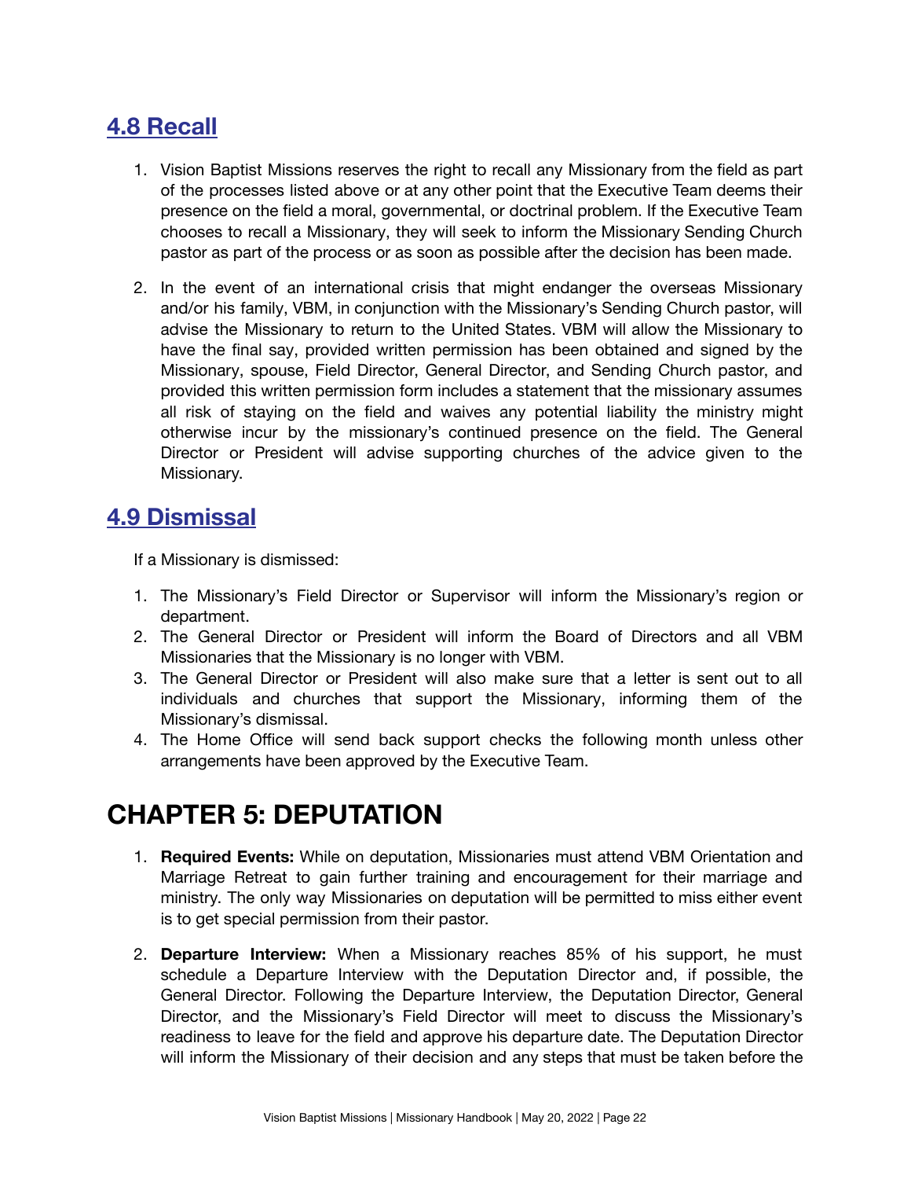## 4.8 Recall

1. Vision Baptist Missions reserves the right to recall any Missionary from the field as part of the processes listed above or at any other point that the Executive Team deems their presence on the field a moral, governmental, or doctrinal problem. If the Executive Team chooses to recall a Missionary, they will seek to inform the Missionary Sending Church pastor as part of the process or as soon as possible after the decision has been made.

2. In the event of an international crisis that might endanger the overseas Missionary and/or his family, VBM, in conjunction with the Missionary's Sending Church pastor, will advise the Missionary to return to the United States. VBM will allow the Missionary to have the final say, provided written permission has been obtained and signed by the Missionary, spouse, Field Director, General Director, and Sending Church pastor, and provided this written permission form includes a statement that the missionary assumes all risk of staying on the field and waives any potential liability the ministry might otherwise incur by the missionary's continued presence on the field. The General Director or President will advise supporting churches of the advice given to the Missionary.

## 4.9 Dismissal

If a Missionary is dismissed:

1. The Missionary's Field Director or Supervisor will inform the Missionary's region or department.
2. The General Director or President will inform the Board of Directors and all VBM Missionaries that the Missionary is no longer with VBM.
3. The General Director or President will also make sure that a letter is sent out to all individuals and churches that support the Missionary, informing them of the Missionary's dismissal.
4. The Home Office will send back support checks the following month unless other arrangements have been approved by the Executive Team.

# CHAPTER 5: DEPUTATION

1. **Required Events:** While on deputation, Missionaries must attend VBM Orientation and Marriage Retreat to gain further training and encouragement for their marriage and ministry. The only way Missionaries on deputation will be permitted to miss either event is to get special permission from their pastor.

2. **Departure Interview:** When a Missionary reaches 85% of his support, he must schedule a Departure Interview with the Deputation Director and, if possible, the General Director. Following the Departure Interview, the Deputation Director, General Director, and the Missionary's Field Director will meet to discuss the Missionary's readiness to leave for the field and approve his departure date. The Deputation Director will inform the Missionary of their decision and any steps that must be taken before the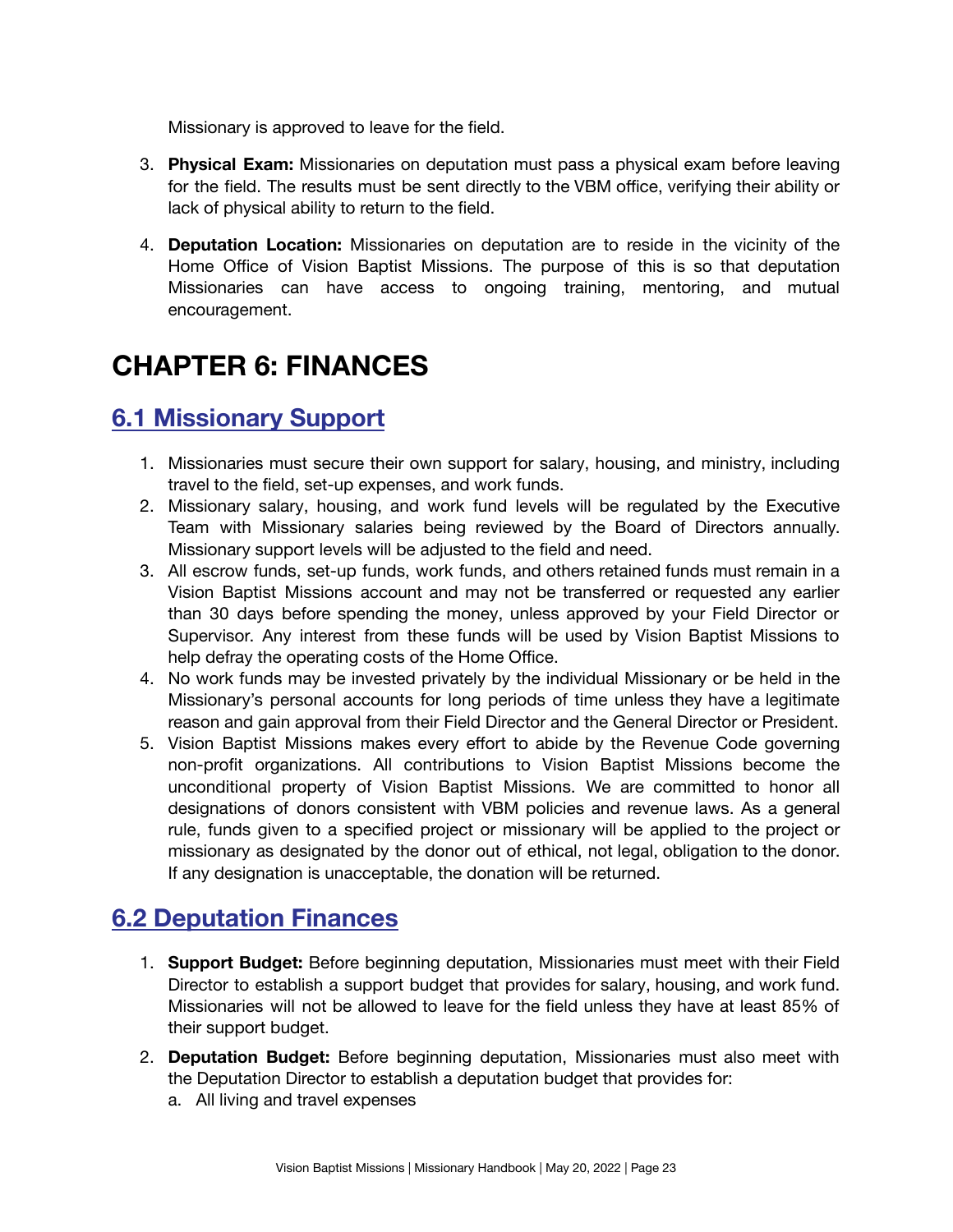Missionary is approved to leave for the field.

3. **Physical Exam:** Missionaries on deputation must pass a physical exam before leaving for the field. The results must be sent directly to the VBM office, verifying their ability or lack of physical ability to return to the field.

4. **Deputation Location:** Missionaries on deputation are to reside in the vicinity of the Home Office of Vision Baptist Missions. The purpose of this is so that deputation Missionaries can have access to ongoing training, mentoring, and mutual encouragement.

# CHAPTER 6: FINANCES

## 6.1 Missionary Support

1. Missionaries must secure their own support for salary, housing, and ministry, including travel to the field, set-up expenses, and work funds.
2. Missionary salary, housing, and work fund levels will be regulated by the Executive Team with Missionary salaries being reviewed by the Board of Directors annually. Missionary support levels will be adjusted to the field and need.
3. All escrow funds, set-up funds, work funds, and others retained funds must remain in a Vision Baptist Missions account and may not be transferred or requested any earlier than 30 days before spending the money, unless approved by your Field Director or Supervisor. Any interest from these funds will be used by Vision Baptist Missions to help defray the operating costs of the Home Office.
4. No work funds may be invested privately by the individual Missionary or be held in the Missionary's personal accounts for long periods of time unless they have a legitimate reason and gain approval from their Field Director and the General Director or President.
5. Vision Baptist Missions makes every effort to abide by the Revenue Code governing non-profit organizations. All contributions to Vision Baptist Missions become the unconditional property of Vision Baptist Missions. We are committed to honor all designations of donors consistent with VBM policies and revenue laws. As a general rule, funds given to a specified project or missionary will be applied to the project or missionary as designated by the donor out of ethical, not legal, obligation to the donor. If any designation is unacceptable, the donation will be returned.

## 6.2 Deputation Finances

1. **Support Budget:** Before beginning deputation, Missionaries must meet with their Field Director to establish a support budget that provides for salary, housing, and work fund. Missionaries will not be allowed to leave for the field unless they have at least 85% of their support budget.

2. **Deputation Budget:** Before beginning deputation, Missionaries must also meet with the Deputation Director to establish a deputation budget that provides for:
   a. All living and travel expenses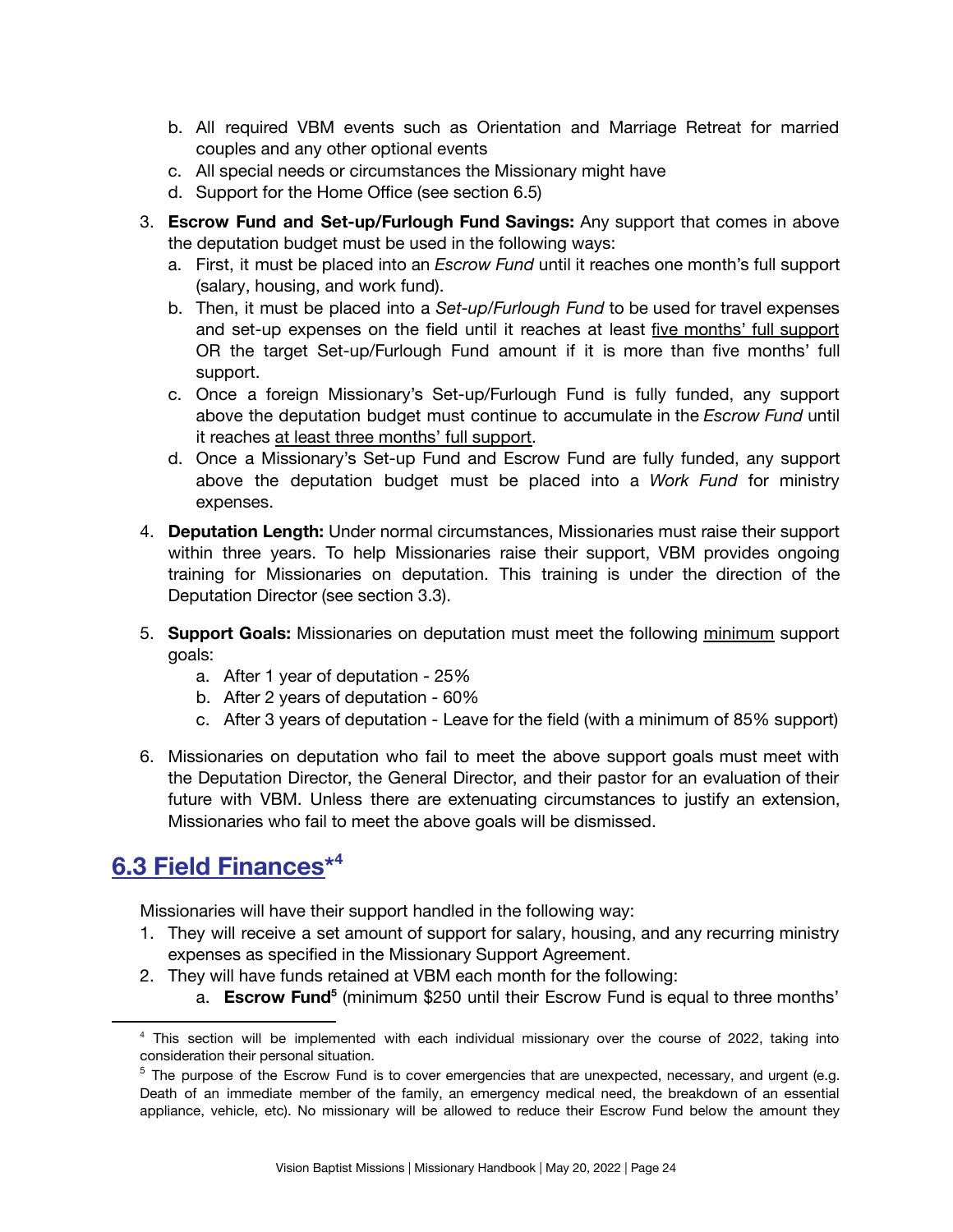b. All required VBM events such as Orientation and Marriage Retreat for married couples and any other optional events
   c. All special needs or circumstances the Missionary might have
   d. Support for the Home Office (see section 6.5)

3. **Escrow Fund and Set-up/Furlough Fund Savings:** Any support that comes in above the deputation budget must be used in the following ways:
   a. First, it must be placed into an *Escrow Fund* until it reaches one month's full support (salary, housing, and work fund).
   b. Then, it must be placed into a *Set-up/Furlough Fund* to be used for travel expenses and set-up expenses on the field until it reaches at least <u>five months' full support</u> OR the target Set-up/Furlough Fund amount if it is more than five months' full support.
   c. Once a foreign Missionary's Set-up/Furlough Fund is fully funded, any support above the deputation budget must continue to accumulate in the *Escrow Fund* until it reaches <u>at least three months' full support</u>.
   d. Once a Missionary's Set-up Fund and Escrow Fund are fully funded, any support above the deputation budget must be placed into a *Work Fund* for ministry expenses.

4. **Deputation Length:** Under normal circumstances, Missionaries must raise their support within three years. To help Missionaries raise their support, VBM provides ongoing training for Missionaries on deputation. This training is under the direction of the Deputation Director (see section 3.3).

5. **Support Goals:** Missionaries on deputation must meet the following <u>minimum</u> support goals:
   a. After 1 year of deputation - 25%
   b. After 2 years of deputation - 60%
   c. After 3 years of deputation - Leave for the field (with a minimum of 85% support)

6. Missionaries on deputation who fail to meet the above support goals must meet with the Deputation Director, the General Director, and their pastor for an evaluation of their future with VBM. Unless there are extenuating circumstances to justify an extension, Missionaries who fail to meet the above goals will be dismissed.

## 6.3 Field Finances*[4]

Missionaries will have their support handled in the following way:

1. They will receive a set amount of support for salary, housing, and any recurring ministry expenses as specified in the Missionary Support Agreement.
2. They will have funds retained at VBM each month for the following:
   a. **Escrow Fund**[5] (minimum $250 until their Escrow Fund is equal to three months'

---

[4] This section will be implemented with each individual missionary over the course of 2022, taking into consideration their personal situation.

[5] The purpose of the Escrow Fund is to cover emergencies that are unexpected, necessary, and urgent (e.g. Death of an immediate member of the family, an emergency medical need, the breakdown of an essential appliance, vehicle, etc). No missionary will be allowed to reduce their Escrow Fund below the amount they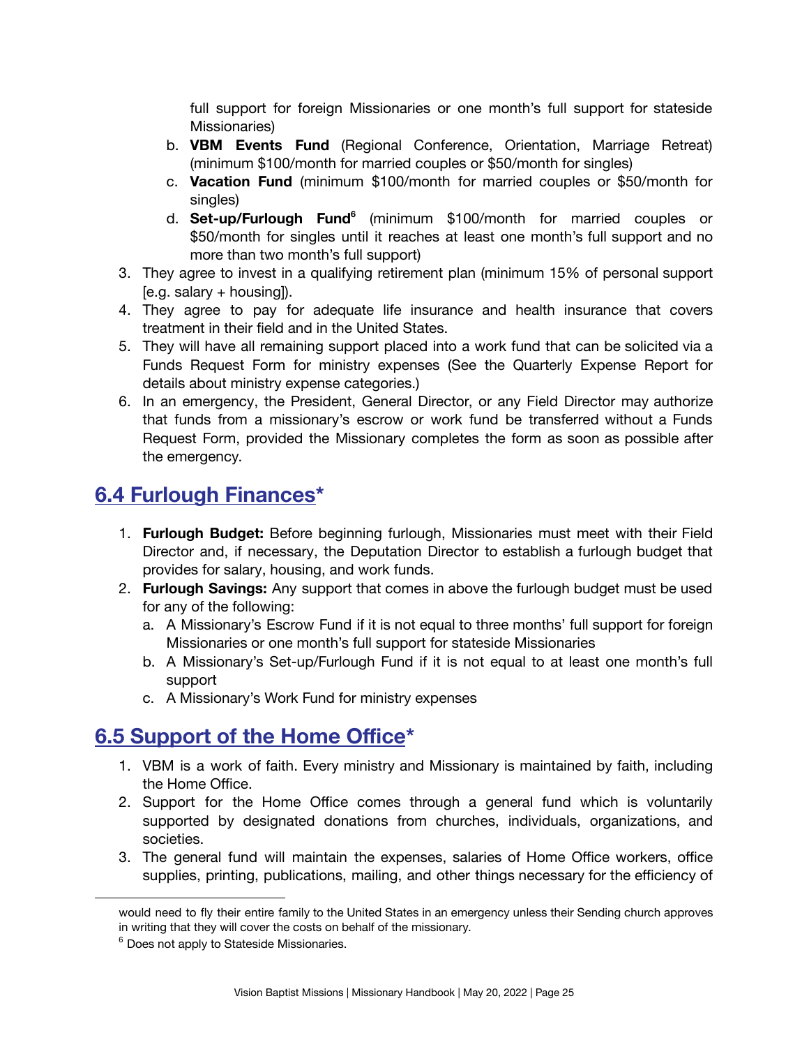full support for foreign Missionaries or one month's full support for stateside Missionaries)

   b. **VBM Events Fund** (Regional Conference, Orientation, Marriage Retreat) (minimum $100/month for married couples or $50/month for singles)
   c. **Vacation Fund** (minimum $100/month for married couples or $50/month for singles)
   d. **Set-up/Furlough Fund**[6] (minimum $100/month for married couples or $50/month for singles until it reaches at least one month's full support and no more than two month's full support)

3. They agree to invest in a qualifying retirement plan (minimum 15% of personal support [e.g. salary + housing]).
4. They agree to pay for adequate life insurance and health insurance that covers treatment in their field and in the United States.
5. They will have all remaining support placed into a work fund that can be solicited via a Funds Request Form for ministry expenses (See the Quarterly Expense Report for details about ministry expense categories.)
6. In an emergency, the President, General Director, or any Field Director may authorize that funds from a missionary's escrow or work fund be transferred without a Funds Request Form, provided the Missionary completes the form as soon as possible after the emergency.

## 6.4 Furlough Finances*

1. **Furlough Budget:** Before beginning furlough, Missionaries must meet with their Field Director and, if necessary, the Deputation Director to establish a furlough budget that provides for salary, housing, and work funds.
2. **Furlough Savings:** Any support that comes in above the furlough budget must be used for any of the following:
   a. A Missionary's Escrow Fund if it is not equal to three months' full support for foreign Missionaries or one month's full support for stateside Missionaries
   b. A Missionary's Set-up/Furlough Fund if it is not equal to at least one month's full support
   c. A Missionary's Work Fund for ministry expenses

## 6.5 Support of the Home Office*

1. VBM is a work of faith. Every ministry and Missionary is maintained by faith, including the Home Office.
2. Support for the Home Office comes through a general fund which is voluntarily supported by designated donations from churches, individuals, organizations, and societies.
3. The general fund will maintain the expenses, salaries of Home Office workers, office supplies, printing, publications, mailing, and other things necessary for the efficiency of

---

would need to fly their entire family to the United States in an emergency unless their Sending church approves in writing that they will cover the costs on behalf of the missionary.

[6] Does not apply to Stateside Missionaries.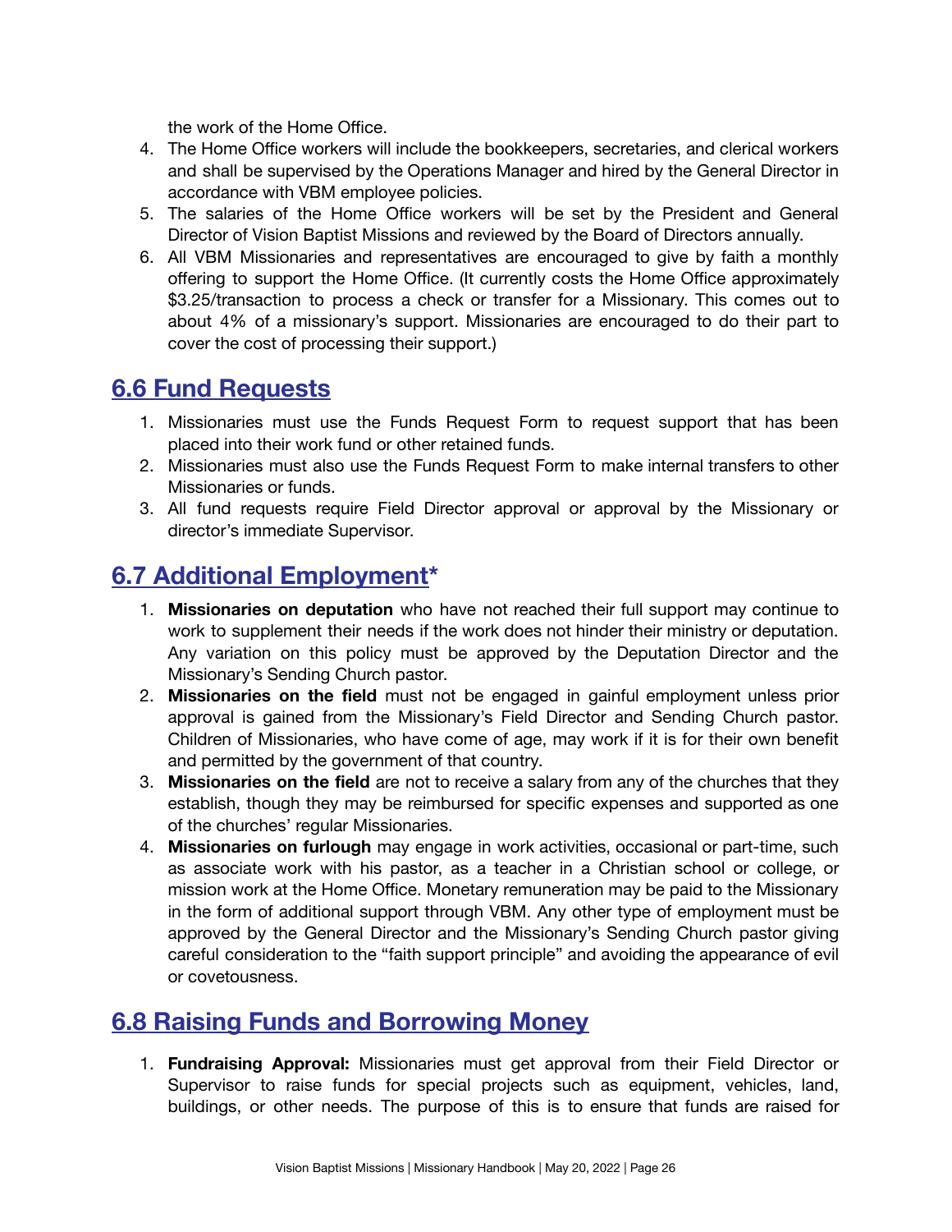the work of the Home Office.

4. The Home Office workers will include the bookkeepers, secretaries, and clerical workers and shall be supervised by the Operations Manager and hired by the General Director in accordance with VBM employee policies.
5. The salaries of the Home Office workers will be set by the President and General Director of Vision Baptist Missions and reviewed by the Board of Directors annually.
6. All VBM Missionaries and representatives are encouraged to give by faith a monthly offering to support the Home Office. (It currently costs the Home Office approximately $3.25/transaction to process a check or transfer for a Missionary. This comes out to about 4% of a missionary's support. Missionaries are encouraged to do their part to cover the cost of processing their support.)

## 6.6 Fund Requests

1. Missionaries must use the Funds Request Form to request support that has been placed into their work fund or other retained funds.
2. Missionaries must also use the Funds Request Form to make internal transfers to other Missionaries or funds.
3. All fund requests require Field Director approval or approval by the Missionary or director's immediate Supervisor.

## 6.7 Additional Employment*

1. **Missionaries on deputation** who have not reached their full support may continue to work to supplement their needs if the work does not hinder their ministry or deputation. Any variation on this policy must be approved by the Deputation Director and the Missionary's Sending Church pastor.
2. **Missionaries on the field** must not be engaged in gainful employment unless prior approval is gained from the Missionary's Field Director and Sending Church pastor. Children of Missionaries, who have come of age, may work if it is for their own benefit and permitted by the government of that country.
3. **Missionaries on the field** are not to receive a salary from any of the churches that they establish, though they may be reimbursed for specific expenses and supported as one of the churches' regular Missionaries.
4. **Missionaries on furlough** may engage in work activities, occasional or part-time, such as associate work with his pastor, as a teacher in a Christian school or college, or mission work at the Home Office. Monetary remuneration may be paid to the Missionary in the form of additional support through VBM. Any other type of employment must be approved by the General Director and the Missionary's Sending Church pastor giving careful consideration to the "faith support principle" and avoiding the appearance of evil or covetousness.

## 6.8 Raising Funds and Borrowing Money

1. **Fundraising Approval:** Missionaries must get approval from their Field Director or Supervisor to raise funds for special projects such as equipment, vehicles, land, buildings, or other needs. The purpose of this is to ensure that funds are raised for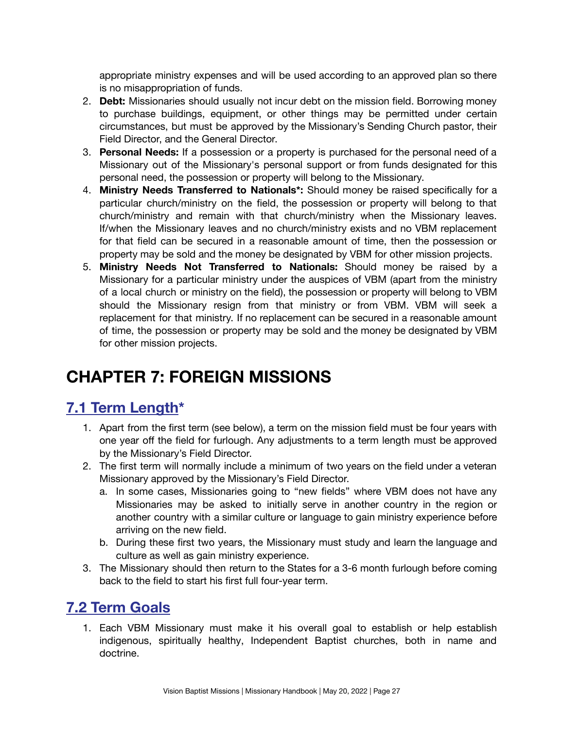appropriate ministry expenses and will be used according to an approved plan so there is no misappropriation of funds.

2. **Debt:** Missionaries should usually not incur debt on the mission field. Borrowing money to purchase buildings, equipment, or other things may be permitted under certain circumstances, but must be approved by the Missionary's Sending Church pastor, their Field Director, and the General Director.
3. **Personal Needs:** If a possession or a property is purchased for the personal need of a Missionary out of the Missionary's personal support or from funds designated for this personal need, the possession or property will belong to the Missionary.
4. **Ministry Needs Transferred to Nationals*:** Should money be raised specifically for a particular church/ministry on the field, the possession or property will belong to that church/ministry and remain with that church/ministry when the Missionary leaves. If/when the Missionary leaves and no church/ministry exists and no VBM replacement for that field can be secured in a reasonable amount of time, then the possession or property may be sold and the money be designated by VBM for other mission projects.
5. **Ministry Needs Not Transferred to Nationals:** Should money be raised by a Missionary for a particular ministry under the auspices of VBM (apart from the ministry of a local church or ministry on the field), the possession or property will belong to VBM should the Missionary resign from that ministry or from VBM. VBM will seek a replacement for that ministry. If no replacement can be secured in a reasonable amount of time, the possession or property may be sold and the money be designated by VBM for other mission projects.

# CHAPTER 7: FOREIGN MISSIONS

## 7.1 Term Length*

1. Apart from the first term (see below), a term on the mission field must be four years with one year off the field for furlough. Any adjustments to a term length must be approved by the Missionary's Field Director.
2. The first term will normally include a minimum of two years on the field under a veteran Missionary approved by the Missionary's Field Director.
   a. In some cases, Missionaries going to "new fields" where VBM does not have any Missionaries may be asked to initially serve in another country in the region or another country with a similar culture or language to gain ministry experience before arriving on the new field.
   b. During these first two years, the Missionary must study and learn the language and culture as well as gain ministry experience.
3. The Missionary should then return to the States for a 3-6 month furlough before coming back to the field to start his first full four-year term.

## 7.2 Term Goals

1. Each VBM Missionary must make it his overall goal to establish or help establish indigenous, spiritually healthy, Independent Baptist churches, both in name and doctrine.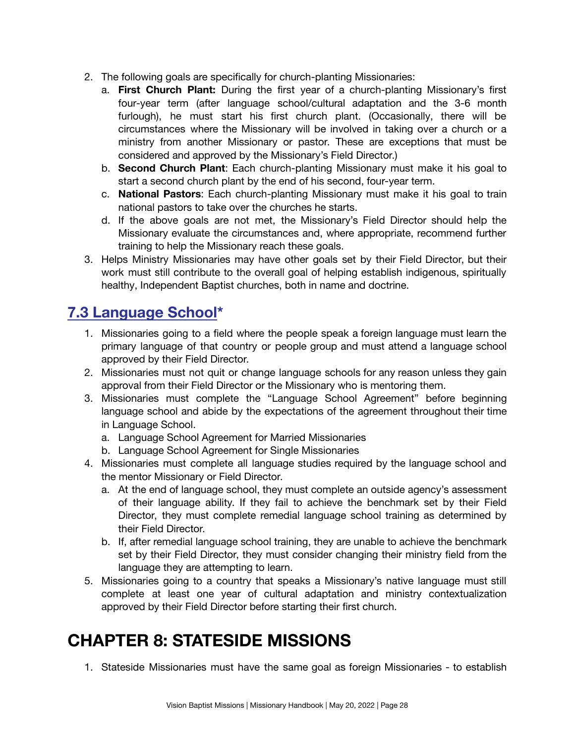2. The following goals are specifically for church-planting Missionaries:
   a. **First Church Plant:** During the first year of a church-planting Missionary's first four-year term (after language school/cultural adaptation and the 3-6 month furlough), he must start his first church plant. (Occasionally, there will be circumstances where the Missionary will be involved in taking over a church or a ministry from another Missionary or pastor. These are exceptions that must be considered and approved by the Missionary's Field Director.)
   b. **Second Church Plant**: Each church-planting Missionary must make it his goal to start a second church plant by the end of his second, four-year term.
   c. **National Pastors**: Each church-planting Missionary must make it his goal to train national pastors to take over the churches he starts.
   d. If the above goals are not met, the Missionary's Field Director should help the Missionary evaluate the circumstances and, where appropriate, recommend further training to help the Missionary reach these goals.
3. Helps Ministry Missionaries may have other goals set by their Field Director, but their work must still contribute to the overall goal of helping establish indigenous, spiritually healthy, Independent Baptist churches, both in name and doctrine.

## 7.3 Language School*

1. Missionaries going to a field where the people speak a foreign language must learn the primary language of that country or people group and must attend a language school approved by their Field Director.
2. Missionaries must not quit or change language schools for any reason unless they gain approval from their Field Director or the Missionary who is mentoring them.
3. Missionaries must complete the "Language School Agreement" before beginning language school and abide by the expectations of the agreement throughout their time in Language School.
   a. Language School Agreement for Married Missionaries
   b. Language School Agreement for Single Missionaries
4. Missionaries must complete all language studies required by the language school and the mentor Missionary or Field Director.
   a. At the end of language school, they must complete an outside agency's assessment of their language ability. If they fail to achieve the benchmark set by their Field Director, they must complete remedial language school training as determined by their Field Director.
   b. If, after remedial language school training, they are unable to achieve the benchmark set by their Field Director, they must consider changing their ministry field from the language they are attempting to learn.
5. Missionaries going to a country that speaks a Missionary's native language must still complete at least one year of cultural adaptation and ministry contextualization approved by their Field Director before starting their first church.

# CHAPTER 8: STATESIDE MISSIONS

1. Stateside Missionaries must have the same goal as foreign Missionaries - to establish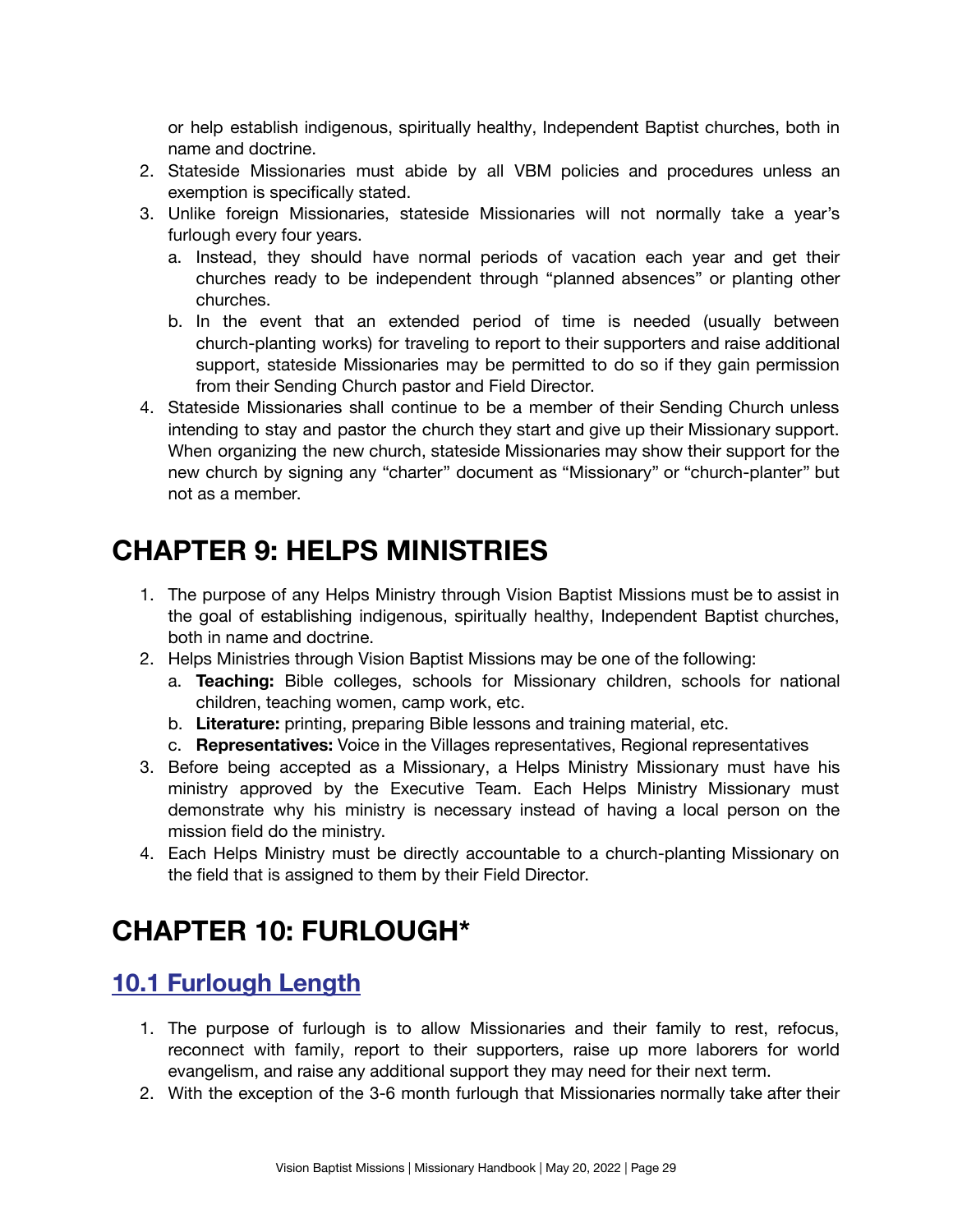or help establish indigenous, spiritually healthy, Independent Baptist churches, both in name and doctrine.

2. Stateside Missionaries must abide by all VBM policies and procedures unless an exemption is specifically stated.
3. Unlike foreign Missionaries, stateside Missionaries will not normally take a year's furlough every four years.
   a. Instead, they should have normal periods of vacation each year and get their churches ready to be independent through "planned absences" or planting other churches.
   b. In the event that an extended period of time is needed (usually between church-planting works) for traveling to report to their supporters and raise additional support, stateside Missionaries may be permitted to do so if they gain permission from their Sending Church pastor and Field Director.
4. Stateside Missionaries shall continue to be a member of their Sending Church unless intending to stay and pastor the church they start and give up their Missionary support. When organizing the new church, stateside Missionaries may show their support for the new church by signing any "charter" document as "Missionary" or "church-planter" but not as a member.

# CHAPTER 9: HELPS MINISTRIES

1. The purpose of any Helps Ministry through Vision Baptist Missions must be to assist in the goal of establishing indigenous, spiritually healthy, Independent Baptist churches, both in name and doctrine.
2. Helps Ministries through Vision Baptist Missions may be one of the following:
   a. **Teaching:** Bible colleges, schools for Missionary children, schools for national children, teaching women, camp work, etc.
   b. **Literature:** printing, preparing Bible lessons and training material, etc.
   c. **Representatives:** Voice in the Villages representatives, Regional representatives
3. Before being accepted as a Missionary, a Helps Ministry Missionary must have his ministry approved by the Executive Team. Each Helps Ministry Missionary must demonstrate why his ministry is necessary instead of having a local person on the mission field do the ministry.
4. Each Helps Ministry must be directly accountable to a church-planting Missionary on the field that is assigned to them by their Field Director.

# CHAPTER 10: FURLOUGH*

## 10.1 Furlough Length

1. The purpose of furlough is to allow Missionaries and their family to rest, refocus, reconnect with family, report to their supporters, raise up more laborers for world evangelism, and raise any additional support they may need for their next term.
2. With the exception of the 3-6 month furlough that Missionaries normally take after their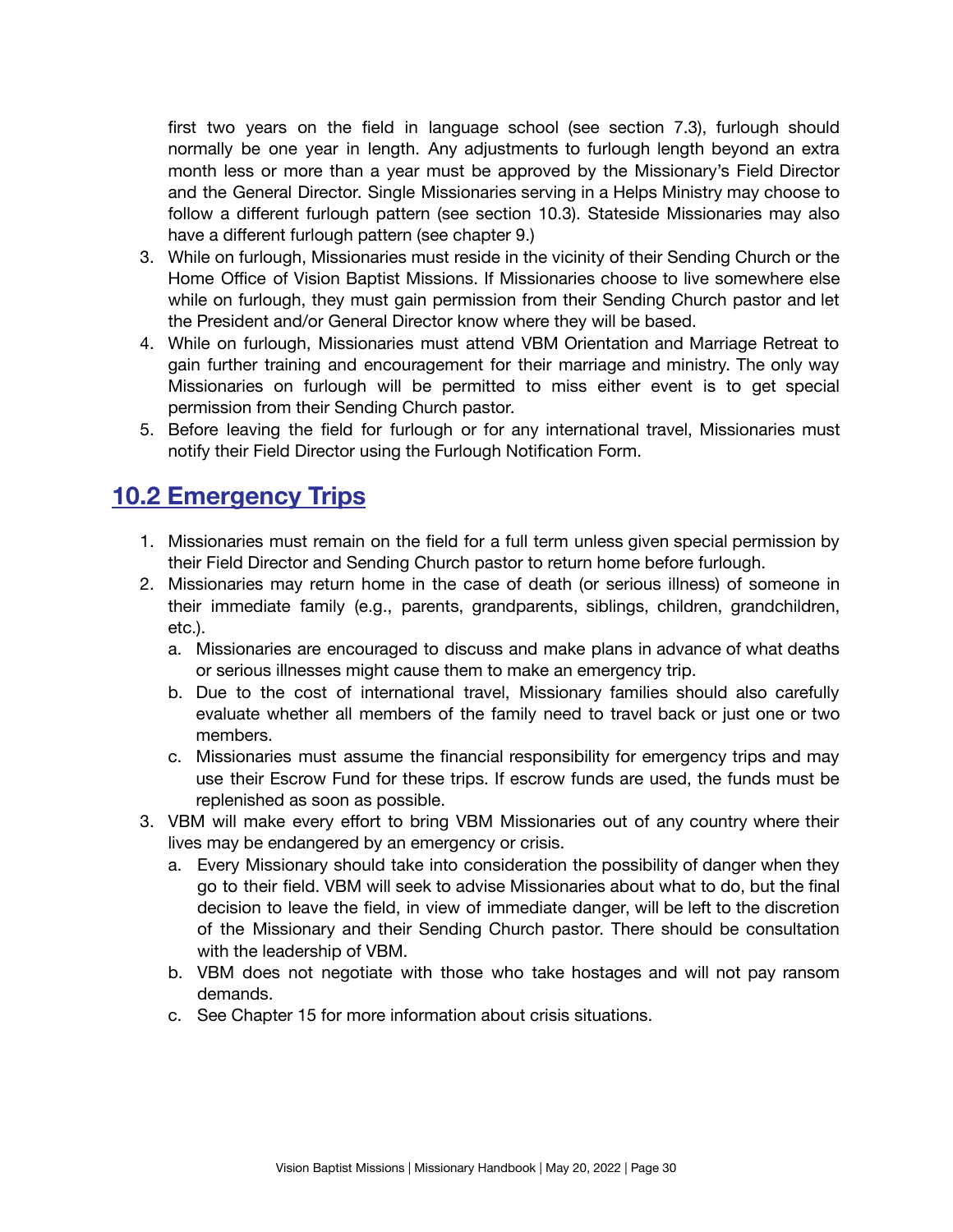first two years on the field in language school (see section 7.3), furlough should normally be one year in length. Any adjustments to furlough length beyond an extra month less or more than a year must be approved by the Missionary's Field Director and the General Director. Single Missionaries serving in a Helps Ministry may choose to follow a different furlough pattern (see section 10.3). Stateside Missionaries may also have a different furlough pattern (see chapter 9.)

3. While on furlough, Missionaries must reside in the vicinity of their Sending Church or the Home Office of Vision Baptist Missions. If Missionaries choose to live somewhere else while on furlough, they must gain permission from their Sending Church pastor and let the President and/or General Director know where they will be based.
4. While on furlough, Missionaries must attend VBM Orientation and Marriage Retreat to gain further training and encouragement for their marriage and ministry. The only way Missionaries on furlough will be permitted to miss either event is to get special permission from their Sending Church pastor.
5. Before leaving the field for furlough or for any international travel, Missionaries must notify their Field Director using the Furlough Notification Form.

## 10.2 Emergency Trips

1. Missionaries must remain on the field for a full term unless given special permission by their Field Director and Sending Church pastor to return home before furlough.
2. Missionaries may return home in the case of death (or serious illness) of someone in their immediate family (e.g., parents, grandparents, siblings, children, grandchildren, etc.).
   a. Missionaries are encouraged to discuss and make plans in advance of what deaths or serious illnesses might cause them to make an emergency trip.
   b. Due to the cost of international travel, Missionary families should also carefully evaluate whether all members of the family need to travel back or just one or two members.
   c. Missionaries must assume the financial responsibility for emergency trips and may use their Escrow Fund for these trips. If escrow funds are used, the funds must be replenished as soon as possible.
3. VBM will make every effort to bring VBM Missionaries out of any country where their lives may be endangered by an emergency or crisis.
   a. Every Missionary should take into consideration the possibility of danger when they go to their field. VBM will seek to advise Missionaries about what to do, but the final decision to leave the field, in view of immediate danger, will be left to the discretion of the Missionary and their Sending Church pastor. There should be consultation with the leadership of VBM.
   b. VBM does not negotiate with those who take hostages and will not pay ransom demands.
   c. See Chapter 15 for more information about crisis situations.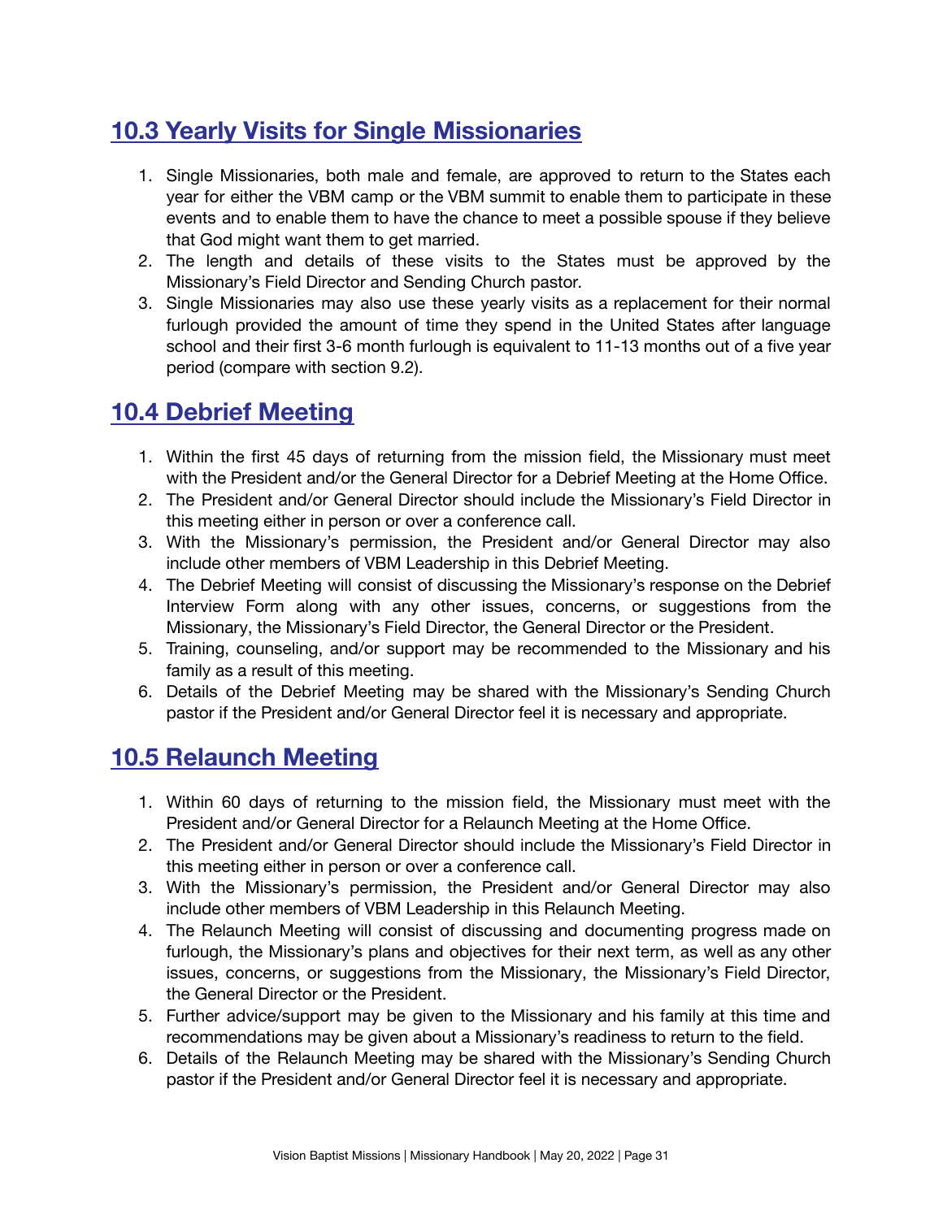## 10.3 Yearly Visits for Single Missionaries

1. Single Missionaries, both male and female, are approved to return to the States each year for either the VBM camp or the VBM summit to enable them to participate in these events and to enable them to have the chance to meet a possible spouse if they believe that God might want them to get married.
2. The length and details of these visits to the States must be approved by the Missionary's Field Director and Sending Church pastor.
3. Single Missionaries may also use these yearly visits as a replacement for their normal furlough provided the amount of time they spend in the United States after language school and their first 3-6 month furlough is equivalent to 11-13 months out of a five year period (compare with section 9.2).

## 10.4 Debrief Meeting

1. Within the first 45 days of returning from the mission field, the Missionary must meet with the President and/or the General Director for a Debrief Meeting at the Home Office.
2. The President and/or General Director should include the Missionary's Field Director in this meeting either in person or over a conference call.
3. With the Missionary's permission, the President and/or General Director may also include other members of VBM Leadership in this Debrief Meeting.
4. The Debrief Meeting will consist of discussing the Missionary's response on the Debrief Interview Form along with any other issues, concerns, or suggestions from the Missionary, the Missionary's Field Director, the General Director or the President.
5. Training, counseling, and/or support may be recommended to the Missionary and his family as a result of this meeting.
6. Details of the Debrief Meeting may be shared with the Missionary's Sending Church pastor if the President and/or General Director feel it is necessary and appropriate.

## 10.5 Relaunch Meeting

1. Within 60 days of returning to the mission field, the Missionary must meet with the President and/or General Director for a Relaunch Meeting at the Home Office.
2. The President and/or General Director should include the Missionary's Field Director in this meeting either in person or over a conference call.
3. With the Missionary's permission, the President and/or General Director may also include other members of VBM Leadership in this Relaunch Meeting.
4. The Relaunch Meeting will consist of discussing and documenting progress made on furlough, the Missionary's plans and objectives for their next term, as well as any other issues, concerns, or suggestions from the Missionary, the Missionary's Field Director, the General Director or the President.
5. Further advice/support may be given to the Missionary and his family at this time and recommendations may be given about a Missionary's readiness to return to the field.
6. Details of the Relaunch Meeting may be shared with the Missionary's Sending Church pastor if the President and/or General Director feel it is necessary and appropriate.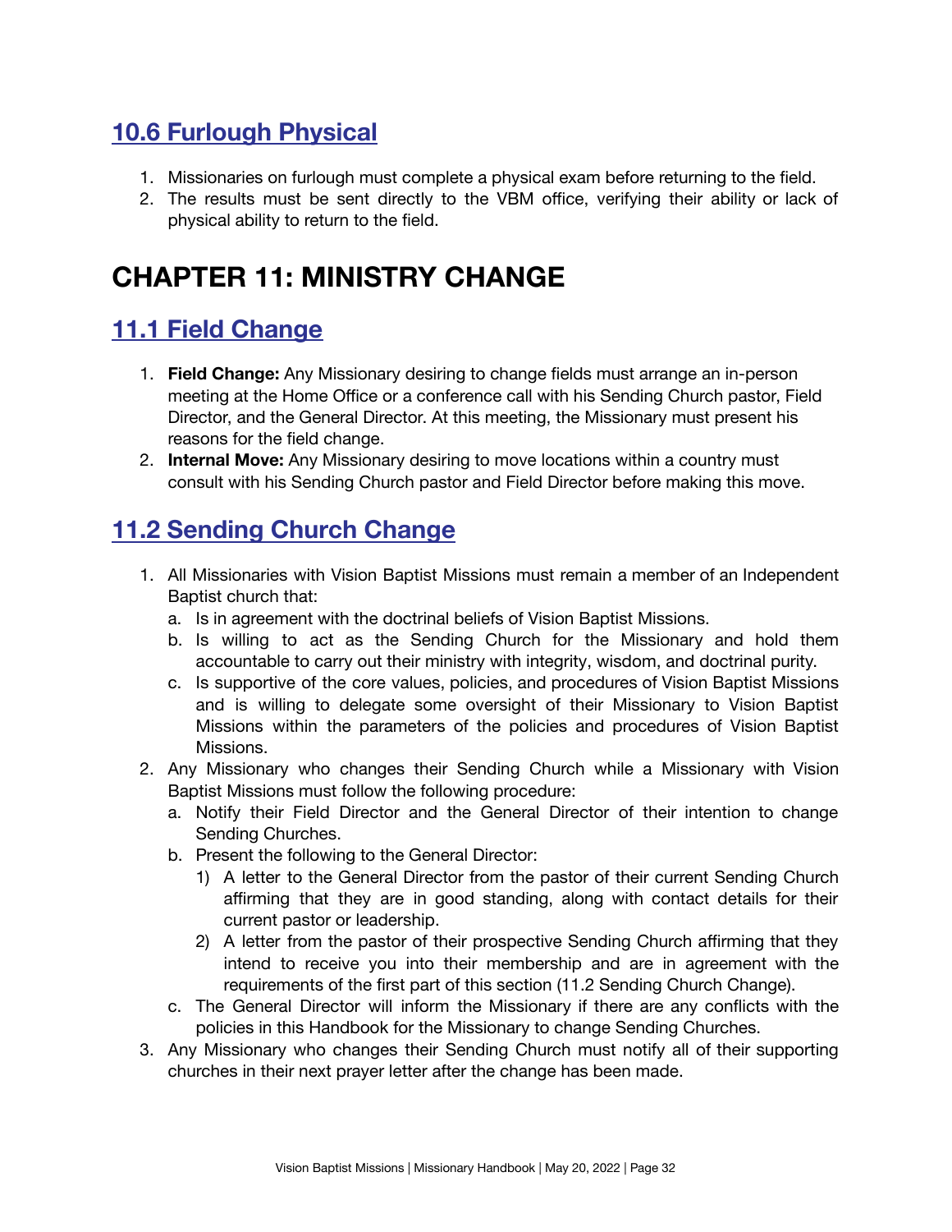## 10.6 Furlough Physical

1. Missionaries on furlough must complete a physical exam before returning to the field.
2. The results must be sent directly to the VBM office, verifying their ability or lack of physical ability to return to the field.

# CHAPTER 11: MINISTRY CHANGE

## 11.1 Field Change

1. **Field Change:** Any Missionary desiring to change fields must arrange an in-person meeting at the Home Office or a conference call with his Sending Church pastor, Field Director, and the General Director. At this meeting, the Missionary must present his reasons for the field change.
2. **Internal Move:** Any Missionary desiring to move locations within a country must consult with his Sending Church pastor and Field Director before making this move.

## 11.2 Sending Church Change

1. All Missionaries with Vision Baptist Missions must remain a member of an Independent Baptist church that:
   a. Is in agreement with the doctrinal beliefs of Vision Baptist Missions.
   b. Is willing to act as the Sending Church for the Missionary and hold them accountable to carry out their ministry with integrity, wisdom, and doctrinal purity.
   c. Is supportive of the core values, policies, and procedures of Vision Baptist Missions and is willing to delegate some oversight of their Missionary to Vision Baptist Missions within the parameters of the policies and procedures of Vision Baptist Missions.
2. Any Missionary who changes their Sending Church while a Missionary with Vision Baptist Missions must follow the following procedure:
   a. Notify their Field Director and the General Director of their intention to change Sending Churches.
   b. Present the following to the General Director:
      1) A letter to the General Director from the pastor of their current Sending Church affirming that they are in good standing, along with contact details for their current pastor or leadership.
      2) A letter from the pastor of their prospective Sending Church affirming that they intend to receive you into their membership and are in agreement with the requirements of the first part of this section (11.2 Sending Church Change).
   c. The General Director will inform the Missionary if there are any conflicts with the policies in this Handbook for the Missionary to change Sending Churches.
3. Any Missionary who changes their Sending Church must notify all of their supporting churches in their next prayer letter after the change has been made.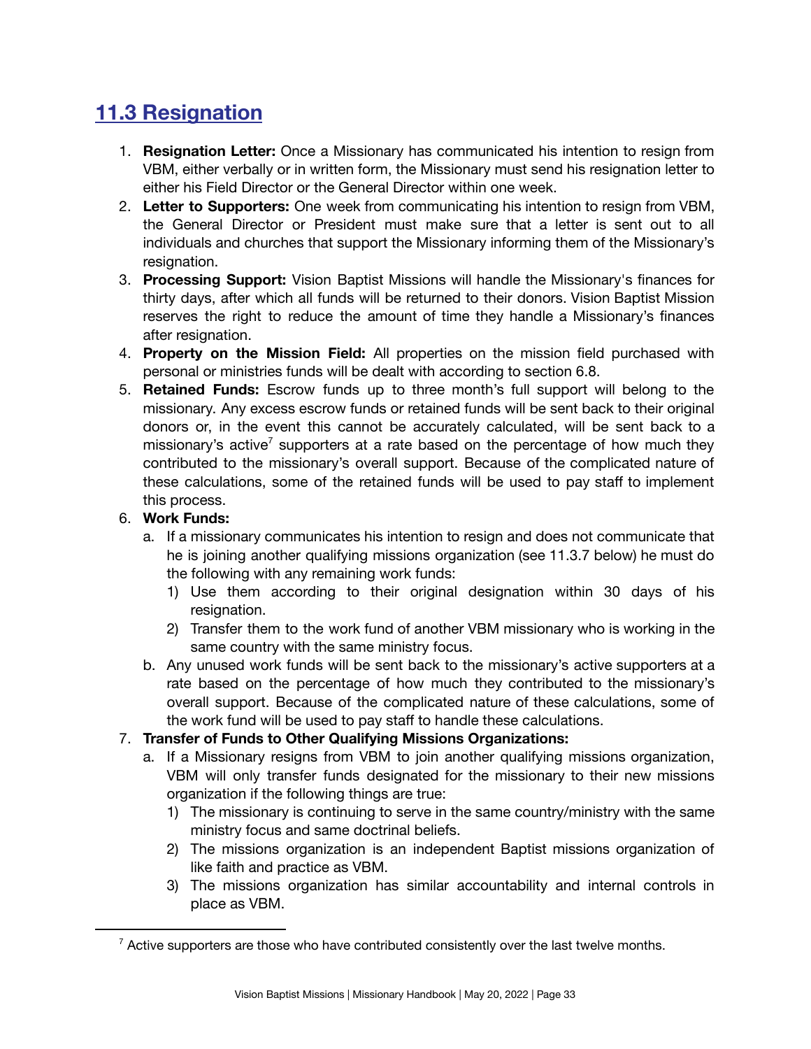## 11.3 Resignation

1. **Resignation Letter:** Once a Missionary has communicated his intention to resign from VBM, either verbally or in written form, the Missionary must send his resignation letter to either his Field Director or the General Director within one week.
2. **Letter to Supporters:** One week from communicating his intention to resign from VBM, the General Director or President must make sure that a letter is sent out to all individuals and churches that support the Missionary informing them of the Missionary's resignation.
3. **Processing Support:** Vision Baptist Missions will handle the Missionary's finances for thirty days, after which all funds will be returned to their donors. Vision Baptist Mission reserves the right to reduce the amount of time they handle a Missionary's finances after resignation.
4. **Property on the Mission Field:** All properties on the mission field purchased with personal or ministries funds will be dealt with according to section 6.8.
5. **Retained Funds:** Escrow funds up to three month's full support will belong to the missionary. Any excess escrow funds or retained funds will be sent back to their original donors or, in the event this cannot be accurately calculated, will be sent back to a missionary's active[7] supporters at a rate based on the percentage of how much they contributed to the missionary's overall support. Because of the complicated nature of these calculations, some of the retained funds will be used to pay staff to implement this process.
6. **Work Funds:**
   a. If a missionary communicates his intention to resign and does not communicate that he is joining another qualifying missions organization (see 11.3.7 below) he must do the following with any remaining work funds:
      1) Use them according to their original designation within 30 days of his resignation.
      2) Transfer them to the work fund of another VBM missionary who is working in the same country with the same ministry focus.

   b. Any unused work funds will be sent back to the missionary's active supporters at a rate based on the percentage of how much they contributed to the missionary's overall support. Because of the complicated nature of these calculations, some of the work fund will be used to pay staff to handle these calculations.
7. **Transfer of Funds to Other Qualifying Missions Organizations:**
   a. If a Missionary resigns from VBM to join another qualifying missions organization, VBM will only transfer funds designated for the missionary to their new missions organization if the following things are true:
      1) The missionary is continuing to serve in the same country/ministry with the same ministry focus and same doctrinal beliefs.
      2) The missions organization is an independent Baptist missions organization of like faith and practice as VBM.
      3) The missions organization has similar accountability and internal controls in place as VBM.

[7] Active supporters are those who have contributed consistently over the last twelve months.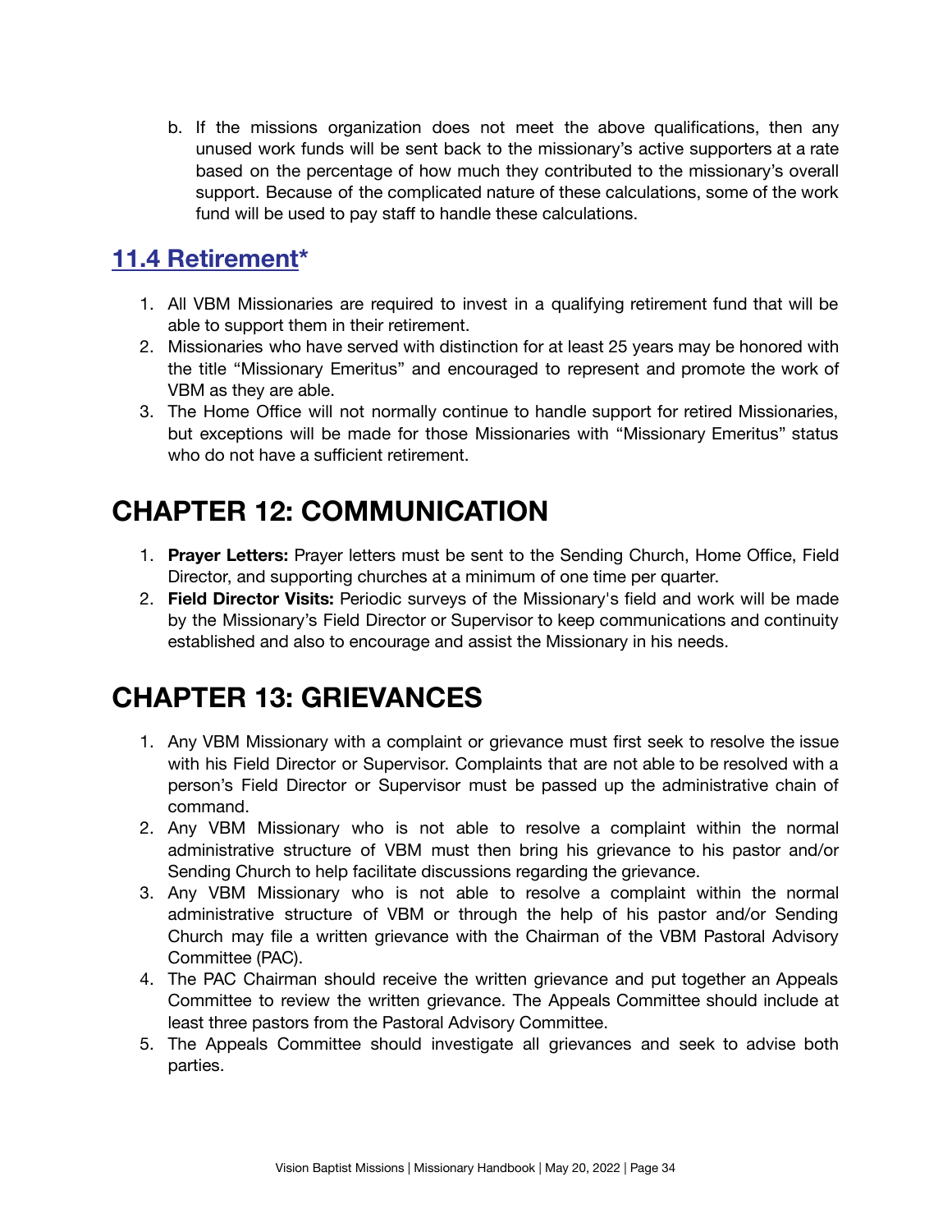b. If the missions organization does not meet the above qualifications, then any unused work funds will be sent back to the missionary's active supporters at a rate based on the percentage of how much they contributed to the missionary's overall support. Because of the complicated nature of these calculations, some of the work fund will be used to pay staff to handle these calculations.

## 11.4 Retirement*

1. All VBM Missionaries are required to invest in a qualifying retirement fund that will be able to support them in their retirement.
2. Missionaries who have served with distinction for at least 25 years may be honored with the title "Missionary Emeritus" and encouraged to represent and promote the work of VBM as they are able.
3. The Home Office will not normally continue to handle support for retired Missionaries, but exceptions will be made for those Missionaries with "Missionary Emeritus" status who do not have a sufficient retirement.

# CHAPTER 12: COMMUNICATION

1. **Prayer Letters:** Prayer letters must be sent to the Sending Church, Home Office, Field Director, and supporting churches at a minimum of one time per quarter.
2. **Field Director Visits:** Periodic surveys of the Missionary's field and work will be made by the Missionary's Field Director or Supervisor to keep communications and continuity established and also to encourage and assist the Missionary in his needs.

# CHAPTER 13: GRIEVANCES

1. Any VBM Missionary with a complaint or grievance must first seek to resolve the issue with his Field Director or Supervisor. Complaints that are not able to be resolved with a person's Field Director or Supervisor must be passed up the administrative chain of command.
2. Any VBM Missionary who is not able to resolve a complaint within the normal administrative structure of VBM must then bring his grievance to his pastor and/or Sending Church to help facilitate discussions regarding the grievance.
3. Any VBM Missionary who is not able to resolve a complaint within the normal administrative structure of VBM or through the help of his pastor and/or Sending Church may file a written grievance with the Chairman of the VBM Pastoral Advisory Committee (PAC).
4. The PAC Chairman should receive the written grievance and put together an Appeals Committee to review the written grievance. The Appeals Committee should include at least three pastors from the Pastoral Advisory Committee.
5. The Appeals Committee should investigate all grievances and seek to advise both parties.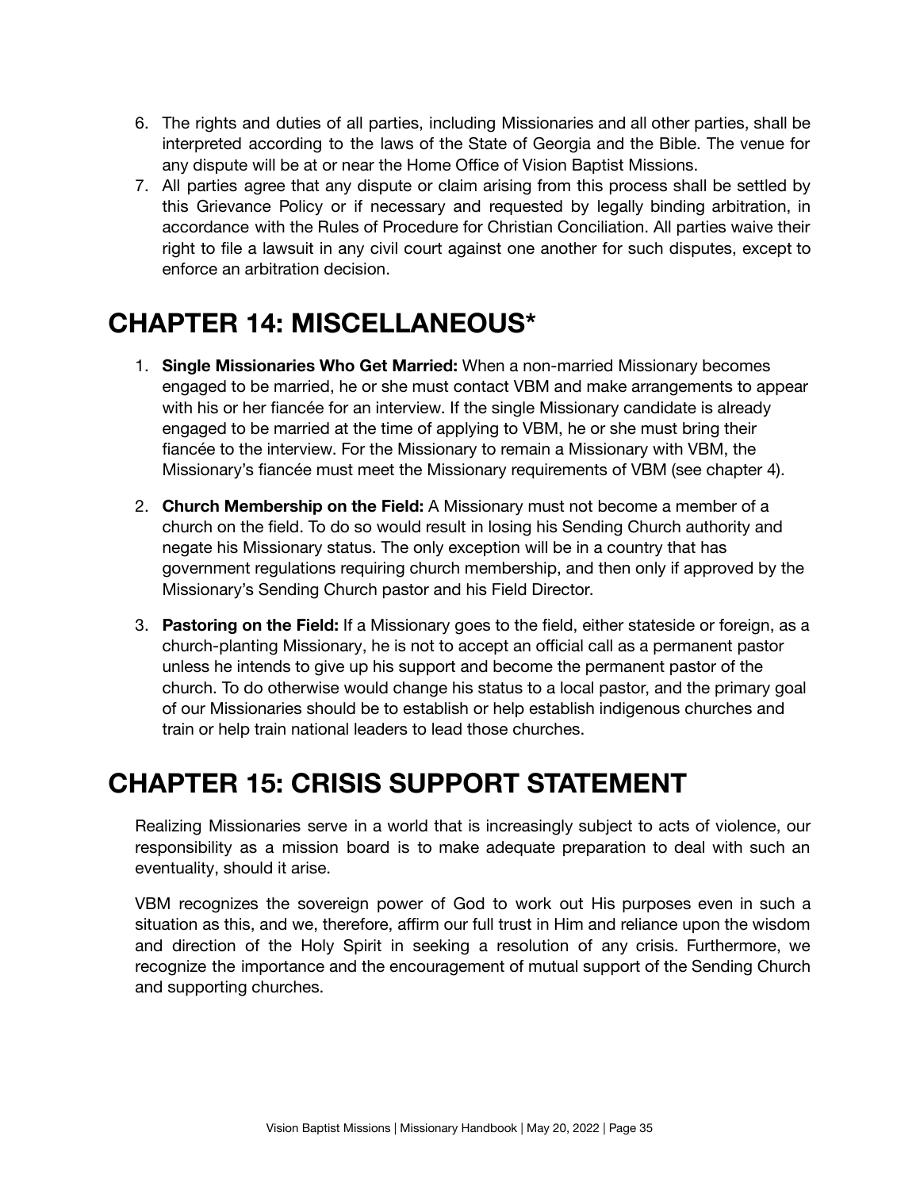6. The rights and duties of all parties, including Missionaries and all other parties, shall be interpreted according to the laws of the State of Georgia and the Bible. The venue for any dispute will be at or near the Home Office of Vision Baptist Missions.
7. All parties agree that any dispute or claim arising from this process shall be settled by this Grievance Policy or if necessary and requested by legally binding arbitration, in accordance with the Rules of Procedure for Christian Conciliation. All parties waive their right to file a lawsuit in any civil court against one another for such disputes, except to enforce an arbitration decision.

# CHAPTER 14: MISCELLANEOUS*

1. **Single Missionaries Who Get Married:** When a non-married Missionary becomes engaged to be married, he or she must contact VBM and make arrangements to appear with his or her fiancée for an interview. If the single Missionary candidate is already engaged to be married at the time of applying to VBM, he or she must bring their fiancée to the interview. For the Missionary to remain a Missionary with VBM, the Missionary's fiancée must meet the Missionary requirements of VBM (see chapter 4).

2. **Church Membership on the Field:** A Missionary must not become a member of a church on the field. To do so would result in losing his Sending Church authority and negate his Missionary status. The only exception will be in a country that has government regulations requiring church membership, and then only if approved by the Missionary's Sending Church pastor and his Field Director.

3. **Pastoring on the Field:** If a Missionary goes to the field, either stateside or foreign, as a church-planting Missionary, he is not to accept an official call as a permanent pastor unless he intends to give up his support and become the permanent pastor of the church. To do otherwise would change his status to a local pastor, and the primary goal of our Missionaries should be to establish or help establish indigenous churches and train or help train national leaders to lead those churches.

# CHAPTER 15: CRISIS SUPPORT STATEMENT

Realizing Missionaries serve in a world that is increasingly subject to acts of violence, our responsibility as a mission board is to make adequate preparation to deal with such an eventuality, should it arise.

VBM recognizes the sovereign power of God to work out His purposes even in such a situation as this, and we, therefore, affirm our full trust in Him and reliance upon the wisdom and direction of the Holy Spirit in seeking a resolution of any crisis. Furthermore, we recognize the importance and the encouragement of mutual support of the Sending Church and supporting churches.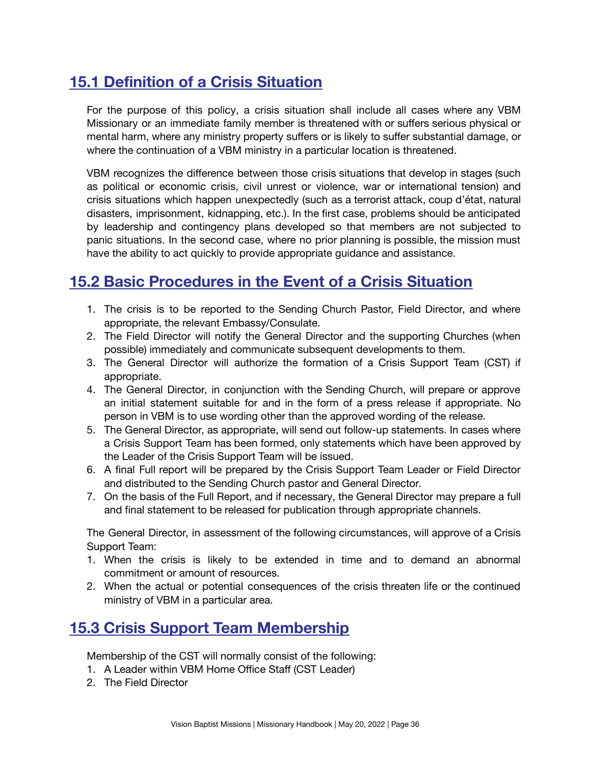## 15.1 Definition of a Crisis Situation

For the purpose of this policy, a crisis situation shall include all cases where any VBM Missionary or an immediate family member is threatened with or suffers serious physical or mental harm, where any ministry property suffers or is likely to suffer substantial damage, or where the continuation of a VBM ministry in a particular location is threatened.

VBM recognizes the difference between those crisis situations that develop in stages (such as political or economic crisis, civil unrest or violence, war or international tension) and crisis situations which happen unexpectedly (such as a terrorist attack, coup d'état, natural disasters, imprisonment, kidnapping, etc.). In the first case, problems should be anticipated by leadership and contingency plans developed so that members are not subjected to panic situations. In the second case, where no prior planning is possible, the mission must have the ability to act quickly to provide appropriate guidance and assistance.

## 15.2 Basic Procedures in the Event of a Crisis Situation

1. The crisis is to be reported to the Sending Church Pastor, Field Director, and where appropriate, the relevant Embassy/Consulate.
2. The Field Director will notify the General Director and the supporting Churches (when possible) immediately and communicate subsequent developments to them.
3. The General Director will authorize the formation of a Crisis Support Team (CST) if appropriate.
4. The General Director, in conjunction with the Sending Church, will prepare or approve an initial statement suitable for and in the form of a press release if appropriate. No person in VBM is to use wording other than the approved wording of the release.
5. The General Director, as appropriate, will send out follow-up statements. In cases where a Crisis Support Team has been formed, only statements which have been approved by the Leader of the Crisis Support Team will be issued.
6. A final Full report will be prepared by the Crisis Support Team Leader or Field Director and distributed to the Sending Church pastor and General Director.
7. On the basis of the Full Report, and if necessary, the General Director may prepare a full and final statement to be released for publication through appropriate channels.

The General Director, in assessment of the following circumstances, will approve of a Crisis Support Team:

1. When the crisis is likely to be extended in time and to demand an abnormal commitment or amount of resources.
2. When the actual or potential consequences of the crisis threaten life or the continued ministry of VBM in a particular area.

## 15.3 Crisis Support Team Membership

Membership of the CST will normally consist of the following:

1. A Leader within VBM Home Office Staff (CST Leader)
2. The Field Director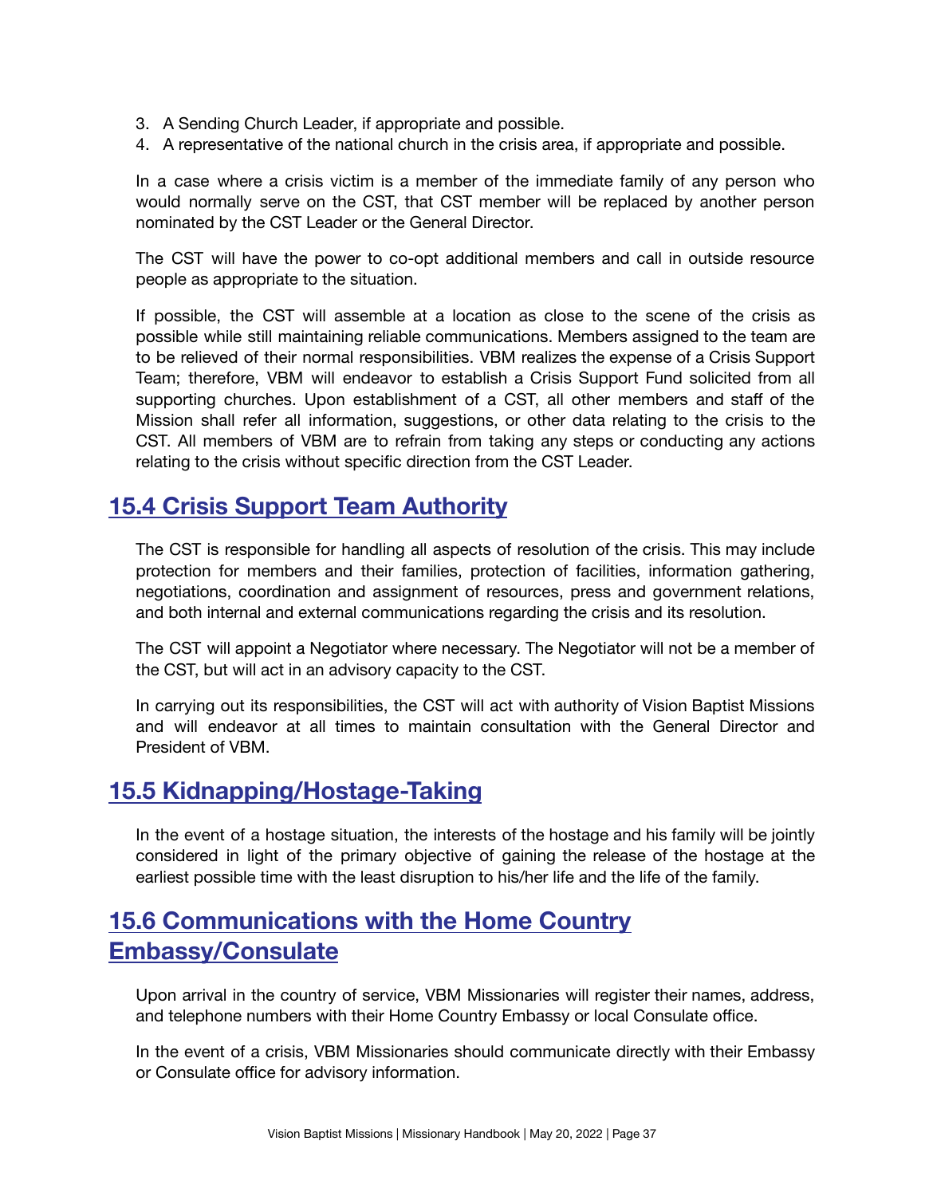3. A Sending Church Leader, if appropriate and possible.
4. A representative of the national church in the crisis area, if appropriate and possible.

In a case where a crisis victim is a member of the immediate family of any person who would normally serve on the CST, that CST member will be replaced by another person nominated by the CST Leader or the General Director.

The CST will have the power to co-opt additional members and call in outside resource people as appropriate to the situation.

If possible, the CST will assemble at a location as close to the scene of the crisis as possible while still maintaining reliable communications. Members assigned to the team are to be relieved of their normal responsibilities. VBM realizes the expense of a Crisis Support Team; therefore, VBM will endeavor to establish a Crisis Support Fund solicited from all supporting churches. Upon establishment of a CST, all other members and staff of the Mission shall refer all information, suggestions, or other data relating to the crisis to the CST. All members of VBM are to refrain from taking any steps or conducting any actions relating to the crisis without specific direction from the CST Leader.

## 15.4 Crisis Support Team Authority

The CST is responsible for handling all aspects of resolution of the crisis. This may include protection for members and their families, protection of facilities, information gathering, negotiations, coordination and assignment of resources, press and government relations, and both internal and external communications regarding the crisis and its resolution.

The CST will appoint a Negotiator where necessary. The Negotiator will not be a member of the CST, but will act in an advisory capacity to the CST.

In carrying out its responsibilities, the CST will act with authority of Vision Baptist Missions and will endeavor at all times to maintain consultation with the General Director and President of VBM.

## 15.5 Kidnapping/Hostage-Taking

In the event of a hostage situation, the interests of the hostage and his family will be jointly considered in light of the primary objective of gaining the release of the hostage at the earliest possible time with the least disruption to his/her life and the life of the family.

## 15.6 Communications with the Home Country Embassy/Consulate

Upon arrival in the country of service, VBM Missionaries will register their names, address, and telephone numbers with their Home Country Embassy or local Consulate office.

In the event of a crisis, VBM Missionaries should communicate directly with their Embassy or Consulate office for advisory information.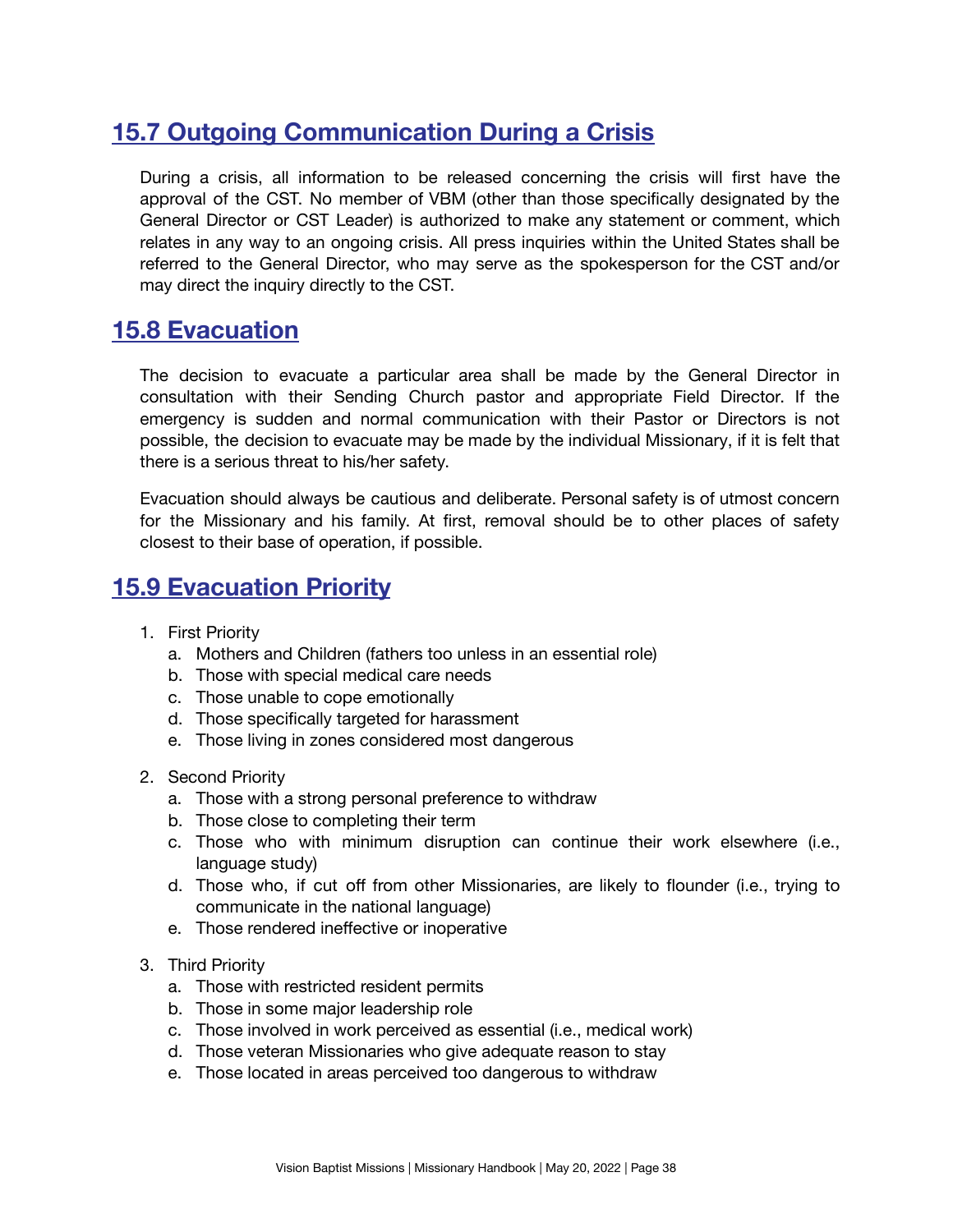## 15.7 Outgoing Communication During a Crisis

During a crisis, all information to be released concerning the crisis will first have the approval of the CST. No member of VBM (other than those specifically designated by the General Director or CST Leader) is authorized to make any statement or comment, which relates in any way to an ongoing crisis. All press inquiries within the United States shall be referred to the General Director, who may serve as the spokesperson for the CST and/or may direct the inquiry directly to the CST.

## 15.8 Evacuation

The decision to evacuate a particular area shall be made by the General Director in consultation with their Sending Church pastor and appropriate Field Director. If the emergency is sudden and normal communication with their Pastor or Directors is not possible, the decision to evacuate may be made by the individual Missionary, if it is felt that there is a serious threat to his/her safety.

Evacuation should always be cautious and deliberate. Personal safety is of utmost concern for the Missionary and his family. At first, removal should be to other places of safety closest to their base of operation, if possible.

## 15.9 Evacuation Priority

1. First Priority
   a. Mothers and Children (fathers too unless in an essential role)
   b. Those with special medical care needs
   c. Those unable to cope emotionally
   d. Those specifically targeted for harassment
   e. Those living in zones considered most dangerous

2. Second Priority
   a. Those with a strong personal preference to withdraw
   b. Those close to completing their term
   c. Those who with minimum disruption can continue their work elsewhere (i.e., language study)
   d. Those who, if cut off from other Missionaries, are likely to flounder (i.e., trying to communicate in the national language)
   e. Those rendered ineffective or inoperative

3. Third Priority
   a. Those with restricted resident permits
   b. Those in some major leadership role
   c. Those involved in work perceived as essential (i.e., medical work)
   d. Those veteran Missionaries who give adequate reason to stay
   e. Those located in areas perceived too dangerous to withdraw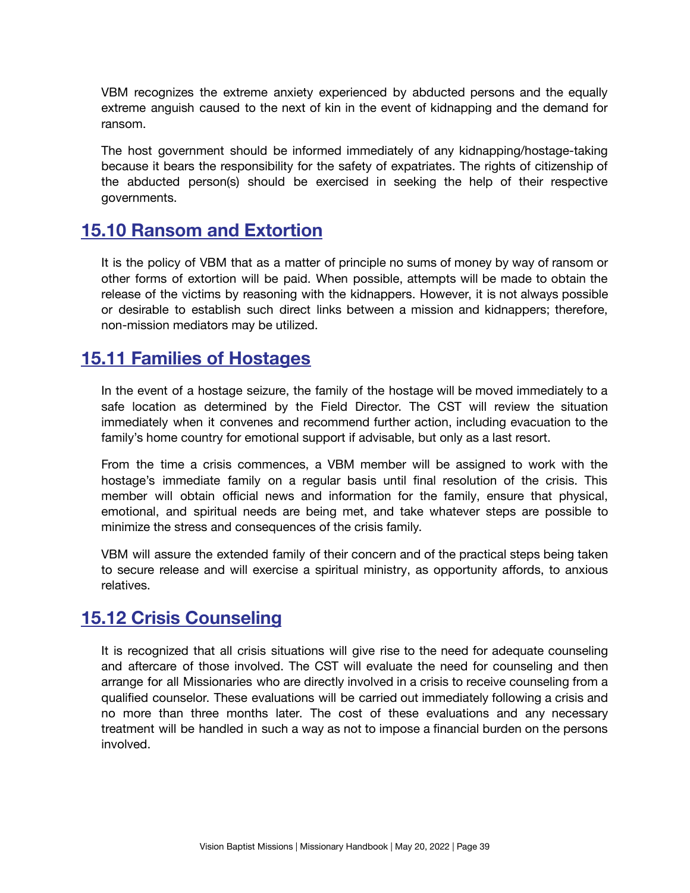VBM recognizes the extreme anxiety experienced by abducted persons and the equally extreme anguish caused to the next of kin in the event of kidnapping and the demand for ransom.

The host government should be informed immediately of any kidnapping/hostage-taking because it bears the responsibility for the safety of expatriates. The rights of citizenship of the abducted person(s) should be exercised in seeking the help of their respective governments.

## 15.10 Ransom and Extortion

It is the policy of VBM that as a matter of principle no sums of money by way of ransom or other forms of extortion will be paid. When possible, attempts will be made to obtain the release of the victims by reasoning with the kidnappers. However, it is not always possible or desirable to establish such direct links between a mission and kidnappers; therefore, non-mission mediators may be utilized.

## 15.11 Families of Hostages

In the event of a hostage seizure, the family of the hostage will be moved immediately to a safe location as determined by the Field Director. The CST will review the situation immediately when it convenes and recommend further action, including evacuation to the family's home country for emotional support if advisable, but only as a last resort.

From the time a crisis commences, a VBM member will be assigned to work with the hostage's immediate family on a regular basis until final resolution of the crisis. This member will obtain official news and information for the family, ensure that physical, emotional, and spiritual needs are being met, and take whatever steps are possible to minimize the stress and consequences of the crisis family.

VBM will assure the extended family of their concern and of the practical steps being taken to secure release and will exercise a spiritual ministry, as opportunity affords, to anxious relatives.

## 15.12 Crisis Counseling

It is recognized that all crisis situations will give rise to the need for adequate counseling and aftercare of those involved. The CST will evaluate the need for counseling and then arrange for all Missionaries who are directly involved in a crisis to receive counseling from a qualified counselor. These evaluations will be carried out immediately following a crisis and no more than three months later. The cost of these evaluations and any necessary treatment will be handled in such a way as not to impose a financial burden on the persons involved.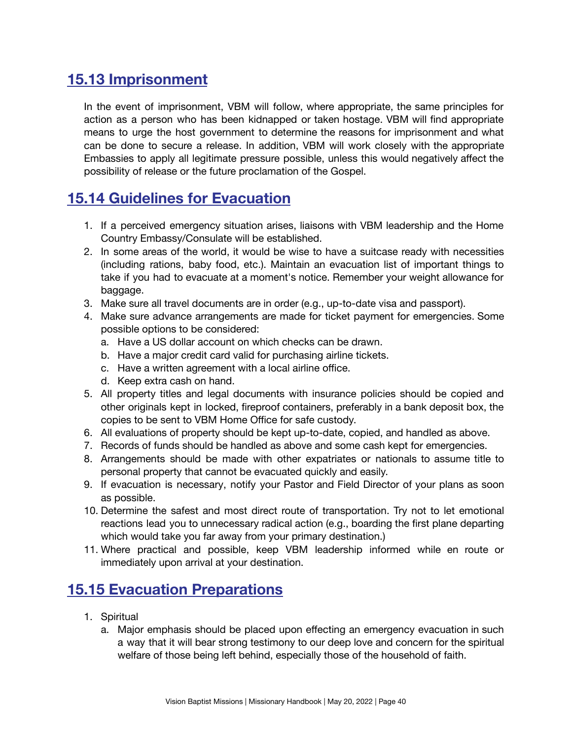## 15.13 Imprisonment

In the event of imprisonment, VBM will follow, where appropriate, the same principles for action as a person who has been kidnapped or taken hostage. VBM will find appropriate means to urge the host government to determine the reasons for imprisonment and what can be done to secure a release. In addition, VBM will work closely with the appropriate Embassies to apply all legitimate pressure possible, unless this would negatively affect the possibility of release or the future proclamation of the Gospel.

## 15.14 Guidelines for Evacuation

1. If a perceived emergency situation arises, liaisons with VBM leadership and the Home Country Embassy/Consulate will be established.
2. In some areas of the world, it would be wise to have a suitcase ready with necessities (including rations, baby food, etc.). Maintain an evacuation list of important things to take if you had to evacuate at a moment's notice. Remember your weight allowance for baggage.
3. Make sure all travel documents are in order (e.g., up-to-date visa and passport).
4. Make sure advance arrangements are made for ticket payment for emergencies. Some possible options to be considered:
   a. Have a US dollar account on which checks can be drawn.
   b. Have a major credit card valid for purchasing airline tickets.
   c. Have a written agreement with a local airline office.
   d. Keep extra cash on hand.
5. All property titles and legal documents with insurance policies should be copied and other originals kept in locked, fireproof containers, preferably in a bank deposit box, the copies to be sent to VBM Home Office for safe custody.
6. All evaluations of property should be kept up-to-date, copied, and handled as above.
7. Records of funds should be handled as above and some cash kept for emergencies.
8. Arrangements should be made with other expatriates or nationals to assume title to personal property that cannot be evacuated quickly and easily.
9. If evacuation is necessary, notify your Pastor and Field Director of your plans as soon as possible.
10. Determine the safest and most direct route of transportation. Try not to let emotional reactions lead you to unnecessary radical action (e.g., boarding the first plane departing which would take you far away from your primary destination.)
11. Where practical and possible, keep VBM leadership informed while en route or immediately upon arrival at your destination.

## 15.15 Evacuation Preparations

1. Spiritual
   a. Major emphasis should be placed upon effecting an emergency evacuation in such a way that it will bear strong testimony to our deep love and concern for the spiritual welfare of those being left behind, especially those of the household of faith.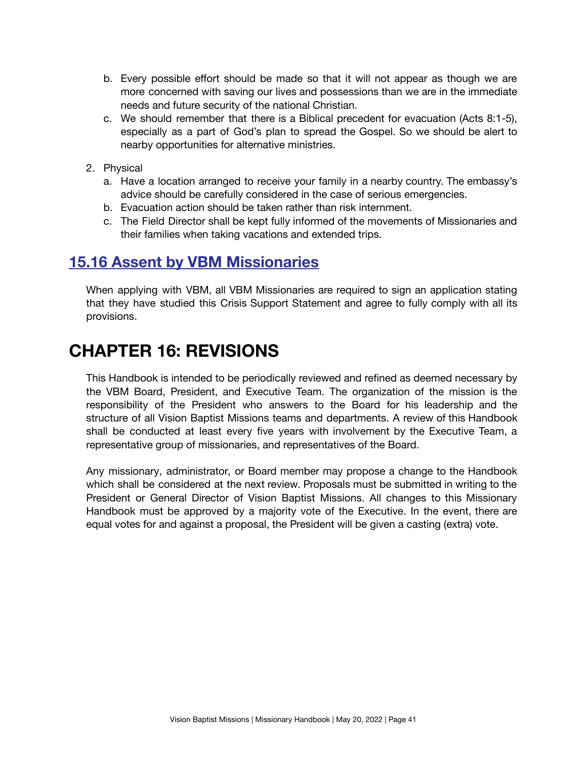b. Every possible effort should be made so that it will not appear as though we are more concerned with saving our lives and possessions than we are in the immediate needs and future security of the national Christian.
c. We should remember that there is a Biblical precedent for evacuation (Acts 8:1-5), especially as a part of God's plan to spread the Gospel. So we should be alert to nearby opportunities for alternative ministries.

2. Physical
   a. Have a location arranged to receive your family in a nearby country. The embassy's advice should be carefully considered in the case of serious emergencies.
   b. Evacuation action should be taken rather than risk internment.
   c. The Field Director shall be kept fully informed of the movements of Missionaries and their families when taking vacations and extended trips.

## 15.16 Assent by VBM Missionaries

When applying with VBM, all VBM Missionaries are required to sign an application stating that they have studied this Crisis Support Statement and agree to fully comply with all its provisions.

# CHAPTER 16: REVISIONS

This Handbook is intended to be periodically reviewed and refined as deemed necessary by the VBM Board, President, and Executive Team. The organization of the mission is the responsibility of the President who answers to the Board for his leadership and the structure of all Vision Baptist Missions teams and departments. A review of this Handbook shall be conducted at least every five years with involvement by the Executive Team, a representative group of missionaries, and representatives of the Board.

Any missionary, administrator, or Board member may propose a change to the Handbook which shall be considered at the next review. Proposals must be submitted in writing to the President or General Director of Vision Baptist Missions. All changes to this Missionary Handbook must be approved by a majority vote of the Executive. In the event, there are equal votes for and against a proposal, the President will be given a casting (extra) vote.